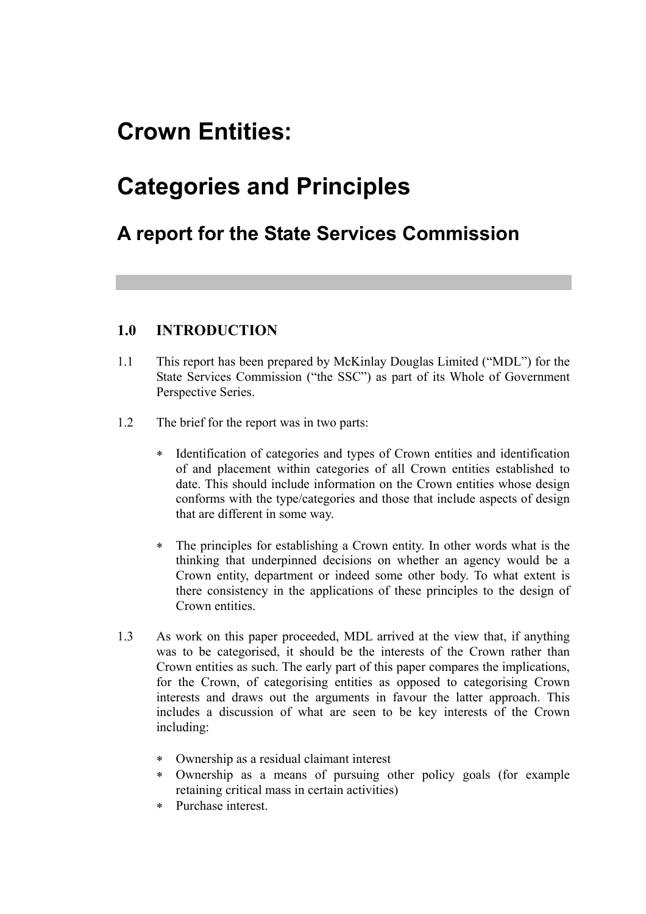# Crown Entities:

# Categories and Principles

## A report for the State Services Commission

### 1.0 INTRODUCTION

1.1 This report has been prepared by McKinlay Douglas Limited ("MDL") for the State Services Commission ("the SSC") as part of its Whole of Government Perspective Series.

1.2 The brief for the report was in two parts:

- Identification of categories and types of Crown entities and identification of and placement within categories of all Crown entities established to date. This should include information on the Crown entities whose design conforms with the type/categories and those that include aspects of design that are different in some way.

- The principles for establishing a Crown entity. In other words what is the thinking that underpinned decisions on whether an agency would be a Crown entity, department or indeed some other body. To what extent is there consistency in the applications of these principles to the design of Crown entities.

1.3 As work on this paper proceeded, MDL arrived at the view that, if anything was to be categorised, it should be the interests of the Crown rather than Crown entities as such. The early part of this paper compares the implications, for the Crown, of categorising entities as opposed to categorising Crown interests and draws out the arguments in favour the latter approach. This includes a discussion of what are seen to be key interests of the Crown including:

- Ownership as a residual claimant interest
- Ownership as a means of pursuing other policy goals (for example retaining critical mass in certain activities)
- Purchase interest.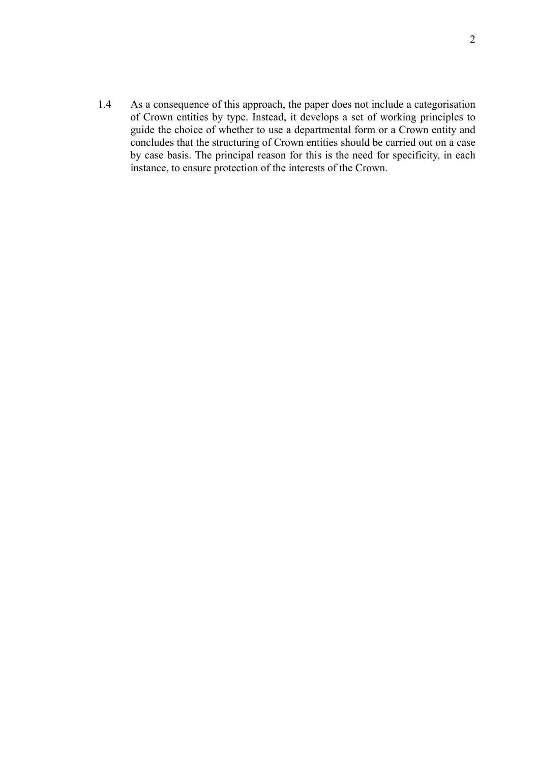1.4 As a consequence of this approach, the paper does not include a categorisation of Crown entities by type. Instead, it develops a set of working principles to guide the choice of whether to use a departmental form or a Crown entity and concludes that the structuring of Crown entities should be carried out on a case by case basis. The principal reason for this is the need for specificity, in each instance, to ensure protection of the interests of the Crown.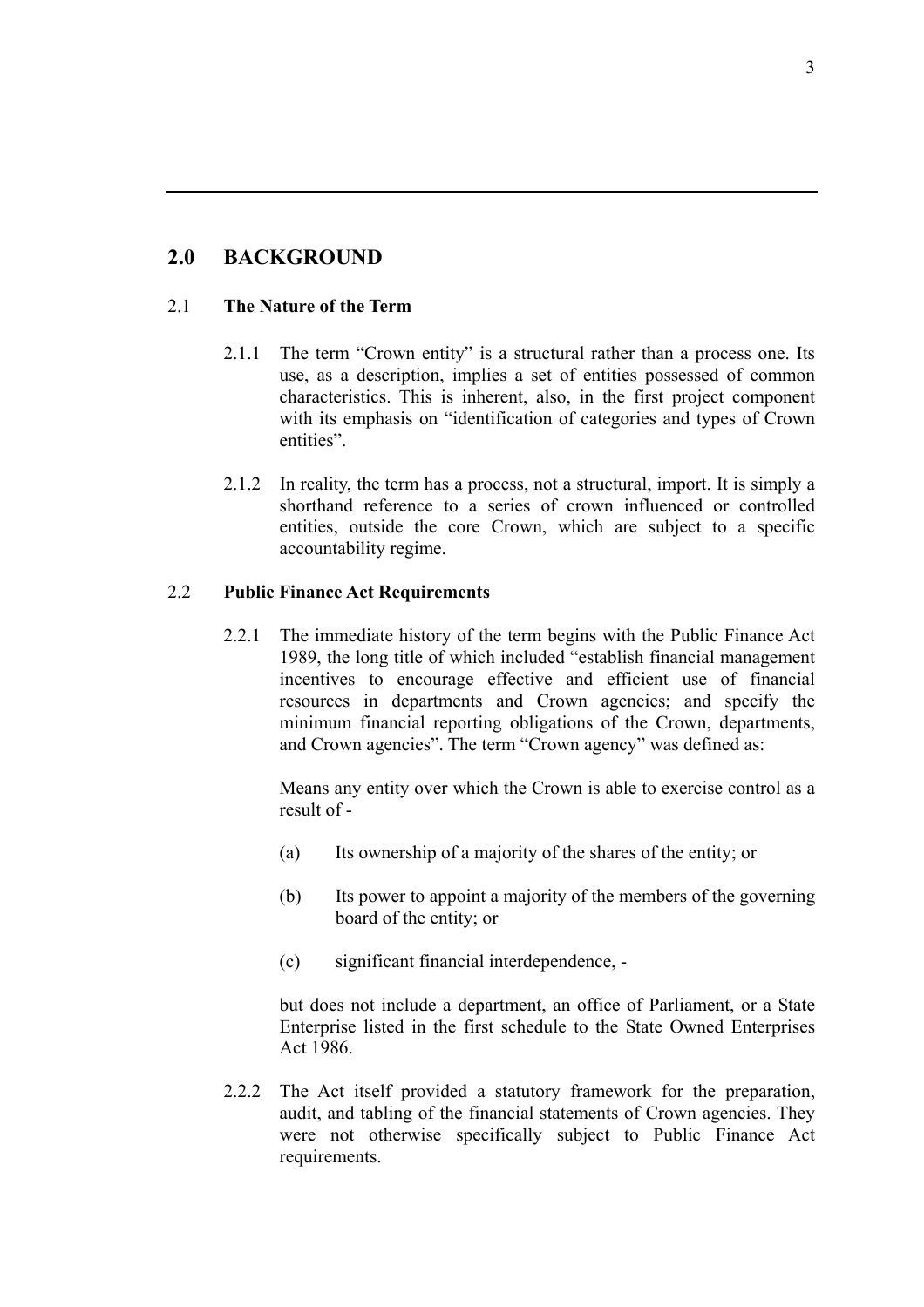## 2.0 BACKGROUND

### 2.1 The Nature of the Term

2.1.1 The term "Crown entity" is a structural rather than a process one. Its use, as a description, implies a set of entities possessed of common characteristics. This is inherent, also, in the first project component with its emphasis on "identification of categories and types of Crown entities".

2.1.2 In reality, the term has a process, not a structural, import. It is simply a shorthand reference to a series of crown influenced or controlled entities, outside the core Crown, which are subject to a specific accountability regime.

### 2.2 Public Finance Act Requirements

2.2.1 The immediate history of the term begins with the Public Finance Act 1989, the long title of which included "establish financial management incentives to encourage effective and efficient use of financial resources in departments and Crown agencies; and specify the minimum financial reporting obligations of the Crown, departments, and Crown agencies". The term "Crown agency" was defined as:

> Means any entity over which the Crown is able to exercise control as a result of -
>
> (a) Its ownership of a majority of the shares of the entity; or
>
> (b) Its power to appoint a majority of the members of the governing board of the entity; or
>
> (c) significant financial interdependence, -
>
> but does not include a department, an office of Parliament, or a State Enterprise listed in the first schedule to the State Owned Enterprises Act 1986.

2.2.2 The Act itself provided a statutory framework for the preparation, audit, and tabling of the financial statements of Crown agencies. They were not otherwise specifically subject to Public Finance Act requirements.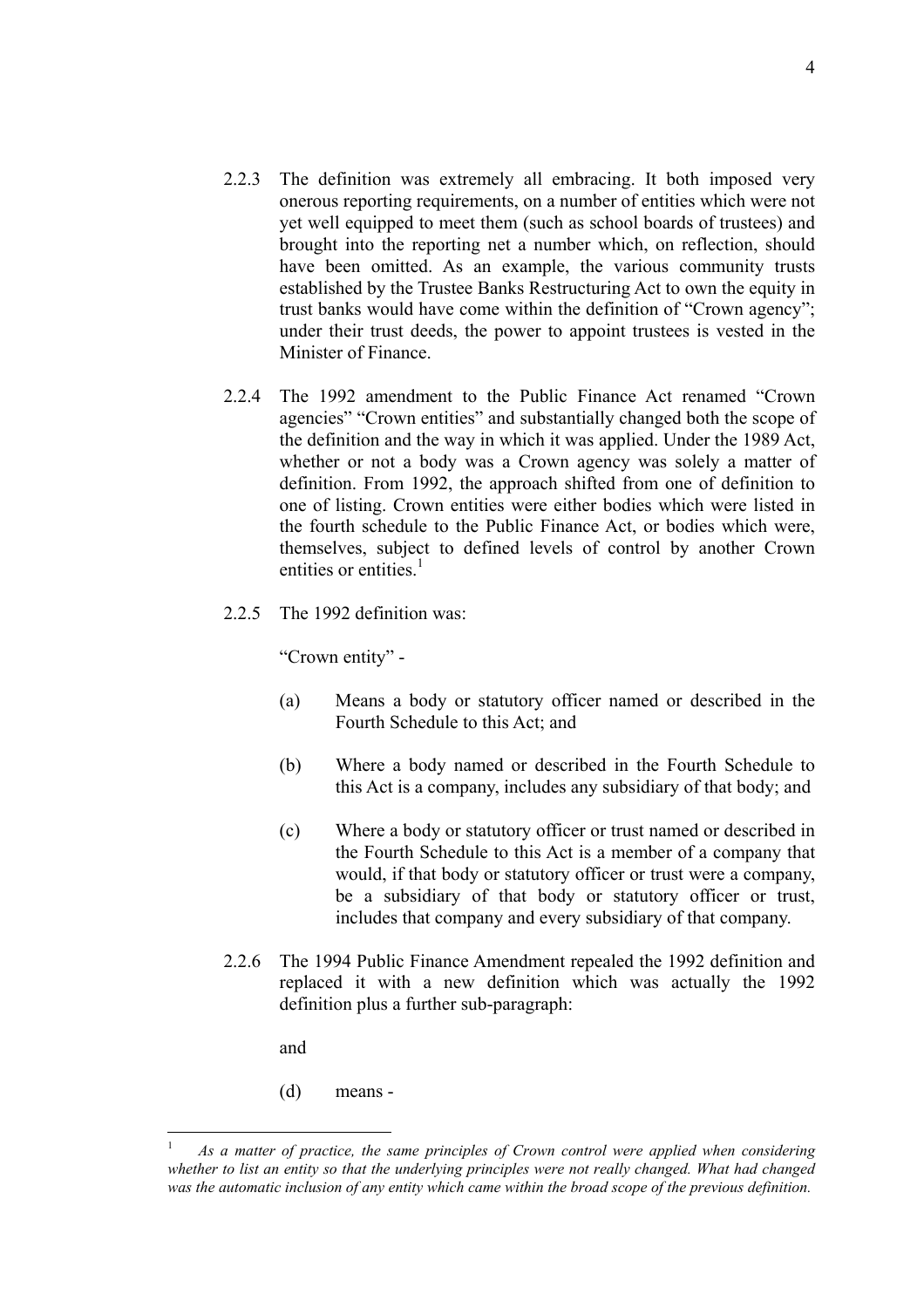2.2.3 The definition was extremely all embracing. It both imposed very onerous reporting requirements, on a number of entities which were not yet well equipped to meet them (such as school boards of trustees) and brought into the reporting net a number which, on reflection, should have been omitted. As an example, the various community trusts established by the Trustee Banks Restructuring Act to own the equity in trust banks would have come within the definition of "Crown agency"; under their trust deeds, the power to appoint trustees is vested in the Minister of Finance.

2.2.4 The 1992 amendment to the Public Finance Act renamed "Crown agencies" "Crown entities" and substantially changed both the scope of the definition and the way in which it was applied. Under the 1989 Act, whether or not a body was a Crown agency was solely a matter of definition. From 1992, the approach shifted from one of definition to one of listing. Crown entities were either bodies which were listed in the fourth schedule to the Public Finance Act, or bodies which were, themselves, subject to defined levels of control by another Crown entities or entities.[1]

2.2.5 The 1992 definition was:

"Crown entity" -

(a) Means a body or statutory officer named or described in the Fourth Schedule to this Act; and

(b) Where a body named or described in the Fourth Schedule to this Act is a company, includes any subsidiary of that body; and

(c) Where a body or statutory officer or trust named or described in the Fourth Schedule to this Act is a member of a company that would, if that body or statutory officer or trust were a company, be a subsidiary of that body or statutory officer or trust, includes that company and every subsidiary of that company.

2.2.6 The 1994 Public Finance Amendment repealed the 1992 definition and replaced it with a new definition which was actually the 1992 definition plus a further sub-paragraph:

and

(d) means -

---

[1] *As a matter of practice, the same principles of Crown control were applied when considering whether to list an entity so that the underlying principles were not really changed. What had changed was the automatic inclusion of any entity which came within the broad scope of the previous definition.*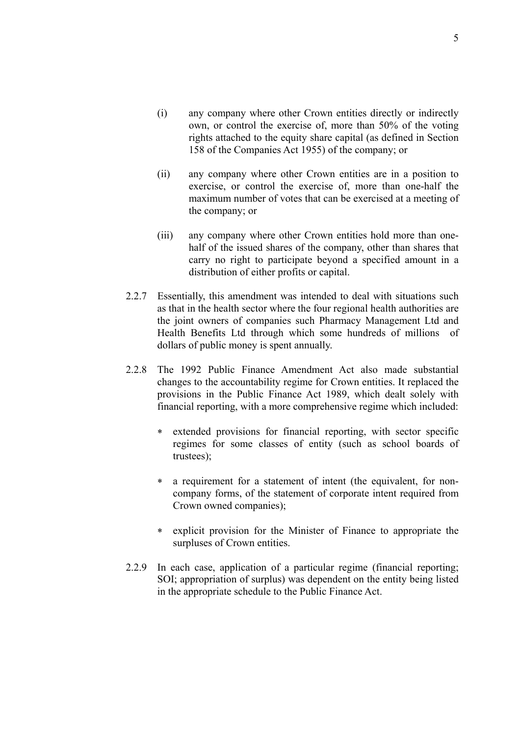(i) any company where other Crown entities directly or indirectly own, or control the exercise of, more than 50% of the voting rights attached to the equity share capital (as defined in Section 158 of the Companies Act 1955) of the company; or

(ii) any company where other Crown entities are in a position to exercise, or control the exercise of, more than one-half the maximum number of votes that can be exercised at a meeting of the company; or

(iii) any company where other Crown entities hold more than one-half of the issued shares of the company, other than shares that carry no right to participate beyond a specified amount in a distribution of either profits or capital.

2.2.7 Essentially, this amendment was intended to deal with situations such as that in the health sector where the four regional health authorities are the joint owners of companies such Pharmacy Management Ltd and Health Benefits Ltd through which some hundreds of millions of dollars of public money is spent annually.

2.2.8 The 1992 Public Finance Amendment Act also made substantial changes to the accountability regime for Crown entities. It replaced the provisions in the Public Finance Act 1989, which dealt solely with financial reporting, with a more comprehensive regime which included:

- extended provisions for financial reporting, with sector specific regimes for some classes of entity (such as school boards of trustees);
- a requirement for a statement of intent (the equivalent, for non-company forms, of the statement of corporate intent required from Crown owned companies);
- explicit provision for the Minister of Finance to appropriate the surpluses of Crown entities.

2.2.9 In each case, application of a particular regime (financial reporting; SOI; appropriation of surplus) was dependent on the entity being listed in the appropriate schedule to the Public Finance Act.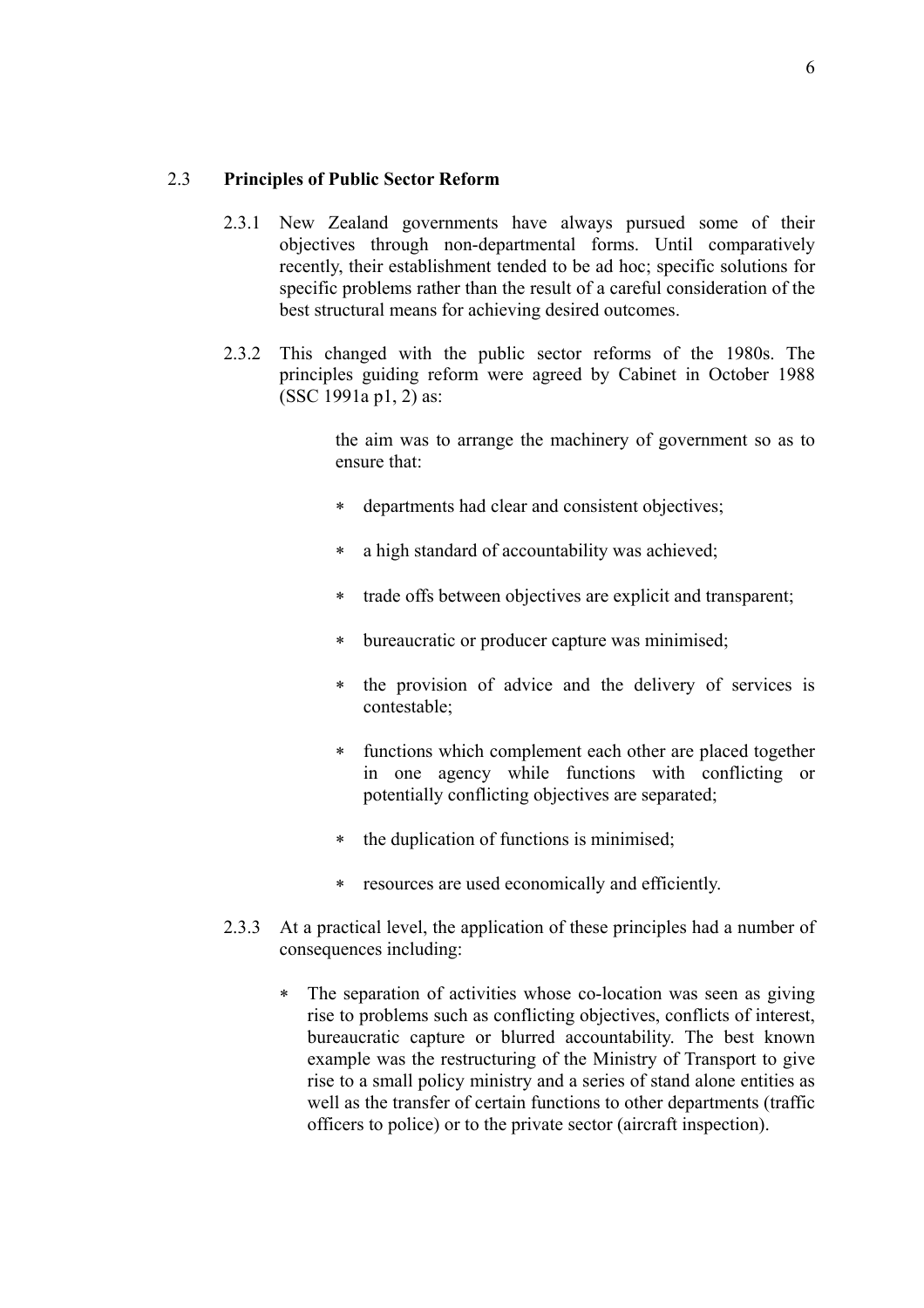## 2.3 **Principles of Public Sector Reform**

2.3.1 New Zealand governments have always pursued some of their objectives through non-departmental forms. Until comparatively recently, their establishment tended to be ad hoc; specific solutions for specific problems rather than the result of a careful consideration of the best structural means for achieving desired outcomes.

2.3.2 This changed with the public sector reforms of the 1980s. The principles guiding reform were agreed by Cabinet in October 1988 (SSC 1991a p1, 2) as:

> the aim was to arrange the machinery of government so as to ensure that:
>
> * departments had clear and consistent objectives;
> * a high standard of accountability was achieved;
> * trade offs between objectives are explicit and transparent;
> * bureaucratic or producer capture was minimised;
> * the provision of advice and the delivery of services is contestable;
> * functions which complement each other are placed together in one agency while functions with conflicting or potentially conflicting objectives are separated;
> * the duplication of functions is minimised;
> * resources are used economically and efficiently.

2.3.3 At a practical level, the application of these principles had a number of consequences including:

* The separation of activities whose co-location was seen as giving rise to problems such as conflicting objectives, conflicts of interest, bureaucratic capture or blurred accountability. The best known example was the restructuring of the Ministry of Transport to give rise to a small policy ministry and a series of stand alone entities as well as the transfer of certain functions to other departments (traffic officers to police) or to the private sector (aircraft inspection).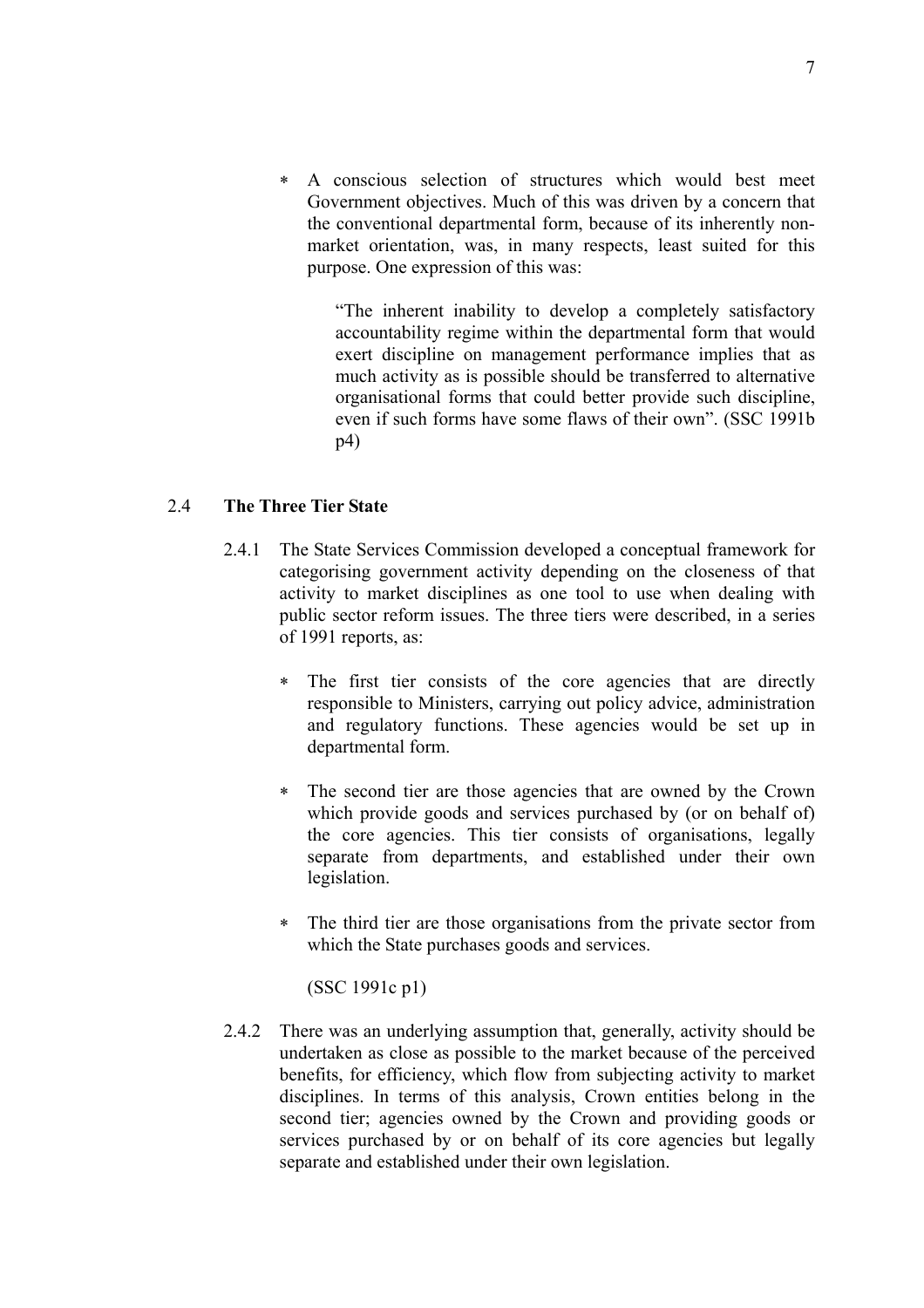* A conscious selection of structures which would best meet Government objectives. Much of this was driven by a concern that the conventional departmental form, because of its inherently non-market orientation, was, in many respects, least suited for this purpose. One expression of this was:

  > "The inherent inability to develop a completely satisfactory accountability regime within the departmental form that would exert discipline on management performance implies that as much activity as is possible should be transferred to alternative organisational forms that could better provide such discipline, even if such forms have some flaws of their own". (SSC 1991b p4)

## 2.4 **The Three Tier State**

2.4.1 The State Services Commission developed a conceptual framework for categorising government activity depending on the closeness of that activity to market disciplines as one tool to use when dealing with public sector reform issues. The three tiers were described, in a series of 1991 reports, as:

* The first tier consists of the core agencies that are directly responsible to Ministers, carrying out policy advice, administration and regulatory functions. These agencies would be set up in departmental form.

* The second tier are those agencies that are owned by the Crown which provide goods and services purchased by (or on behalf of) the core agencies. This tier consists of organisations, legally separate from departments, and established under their own legislation.

* The third tier are those organisations from the private sector from which the State purchases goods and services.

(SSC 1991c p1)

2.4.2 There was an underlying assumption that, generally, activity should be undertaken as close as possible to the market because of the perceived benefits, for efficiency, which flow from subjecting activity to market disciplines. In terms of this analysis, Crown entities belong in the second tier; agencies owned by the Crown and providing goods or services purchased by or on behalf of its core agencies but legally separate and established under their own legislation.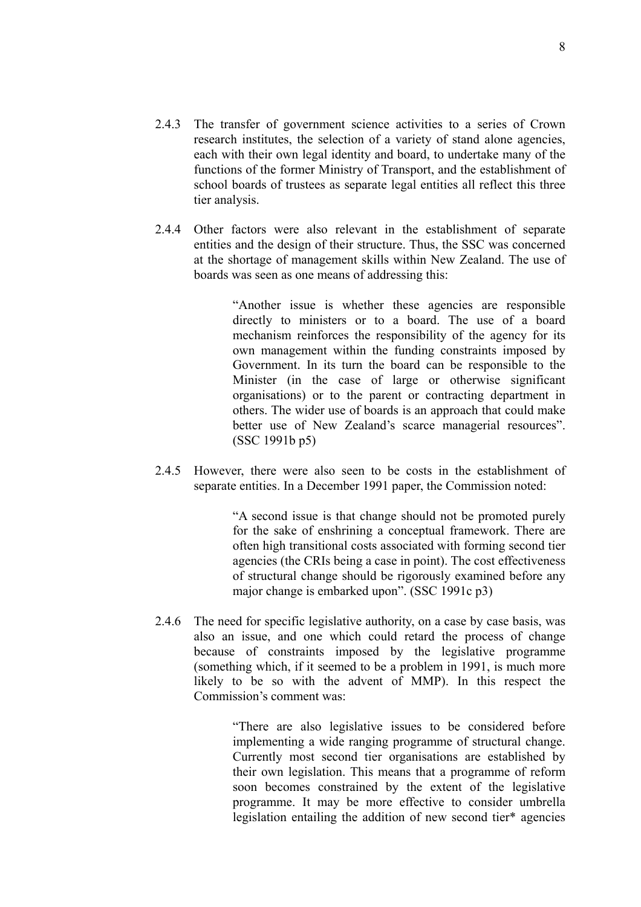2.4.3 The transfer of government science activities to a series of Crown research institutes, the selection of a variety of stand alone agencies, each with their own legal identity and board, to undertake many of the functions of the former Ministry of Transport, and the establishment of school boards of trustees as separate legal entities all reflect this three tier analysis.

2.4.4 Other factors were also relevant in the establishment of separate entities and the design of their structure. Thus, the SSC was concerned at the shortage of management skills within New Zealand. The use of boards was seen as one means of addressing this:

> "Another issue is whether these agencies are responsible directly to ministers or to a board. The use of a board mechanism reinforces the responsibility of the agency for its own management within the funding constraints imposed by Government. In its turn the board can be responsible to the Minister (in the case of large or otherwise significant organisations) or to the parent or contracting department in others. The wider use of boards is an approach that could make better use of New Zealand's scarce managerial resources". (SSC 1991b p5)

2.4.5 However, there were also seen to be costs in the establishment of separate entities. In a December 1991 paper, the Commission noted:

> "A second issue is that change should not be promoted purely for the sake of enshrining a conceptual framework. There are often high transitional costs associated with forming second tier agencies (the CRIs being a case in point). The cost effectiveness of structural change should be rigorously examined before any major change is embarked upon". (SSC 1991c p3)

2.4.6 The need for specific legislative authority, on a case by case basis, was also an issue, and one which could retard the process of change because of constraints imposed by the legislative programme (something which, if it seemed to be a problem in 1991, is much more likely to be so with the advent of MMP). In this respect the Commission's comment was:

> "There are also legislative issues to be considered before implementing a wide ranging programme of structural change. Currently most second tier organisations are established by their own legislation. This means that a programme of reform soon becomes constrained by the extent of the legislative programme. It may be more effective to consider umbrella legislation entailing the addition of new second tier* agencies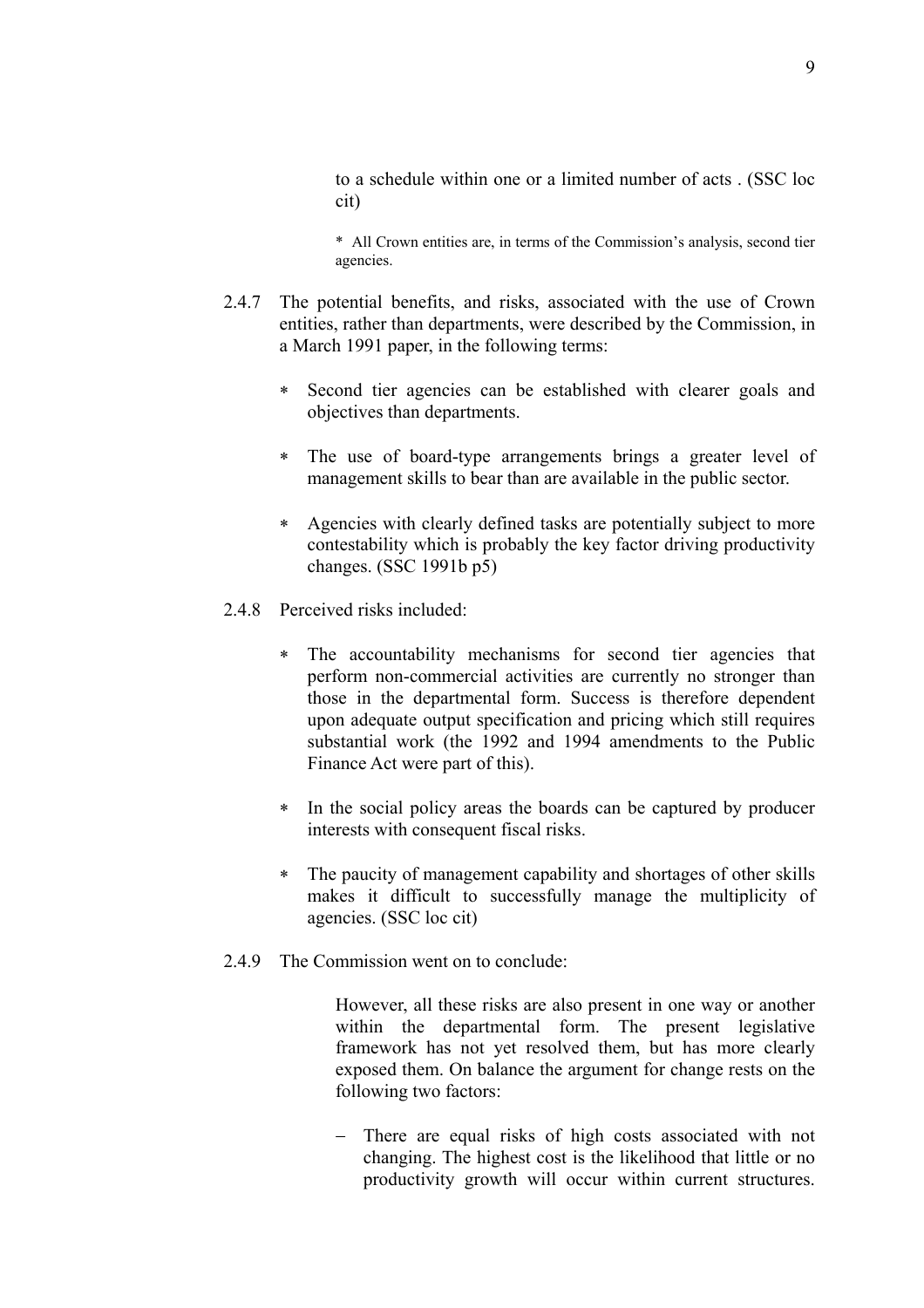> to a schedule within one or a limited number of acts . (SSC loc cit)
>
> \* All Crown entities are, in terms of the Commission's analysis, second tier agencies.

2.4.7 The potential benefits, and risks, associated with the use of Crown entities, rather than departments, were described by the Commission, in a March 1991 paper, in the following terms:

- Second tier agencies can be established with clearer goals and objectives than departments.
- The use of board-type arrangements brings a greater level of management skills to bear than are available in the public sector.
- Agencies with clearly defined tasks are potentially subject to more contestability which is probably the key factor driving productivity changes. (SSC 1991b p5)

2.4.8 Perceived risks included:

- The accountability mechanisms for second tier agencies that perform non-commercial activities are currently no stronger than those in the departmental form. Success is therefore dependent upon adequate output specification and pricing which still requires substantial work (the 1992 and 1994 amendments to the Public Finance Act were part of this).
- In the social policy areas the boards can be captured by producer interests with consequent fiscal risks.
- The paucity of management capability and shortages of other skills makes it difficult to successfully manage the multiplicity of agencies. (SSC loc cit)

2.4.9 The Commission went on to conclude:

> However, all these risks are also present in one way or another within the departmental form. The present legislative framework has not yet resolved them, but has more clearly exposed them. On balance the argument for change rests on the following two factors:
>
> – There are equal risks of high costs associated with not changing. The highest cost is the likelihood that little or no productivity growth will occur within current structures.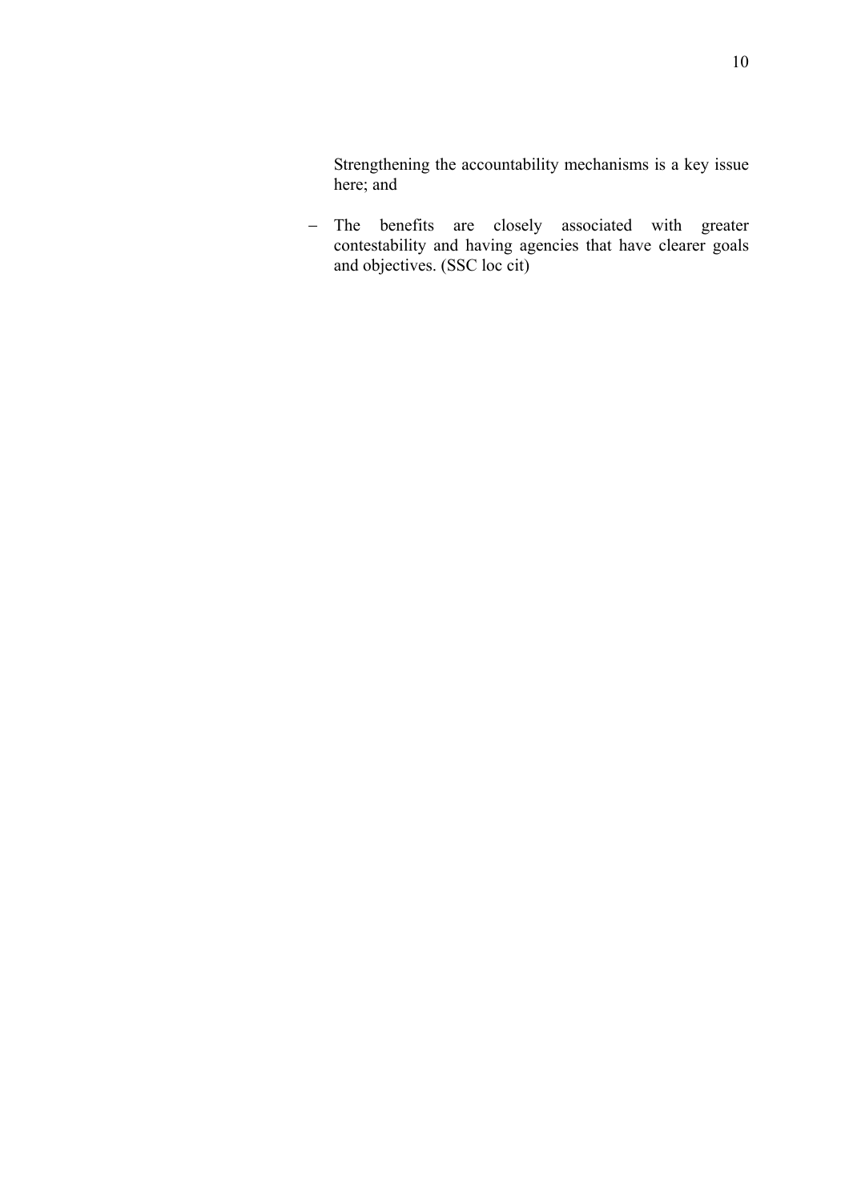Strengthening the accountability mechanisms is a key issue here; and

- The benefits are closely associated with greater contestability and having agencies that have clearer goals and objectives. (SSC loc cit)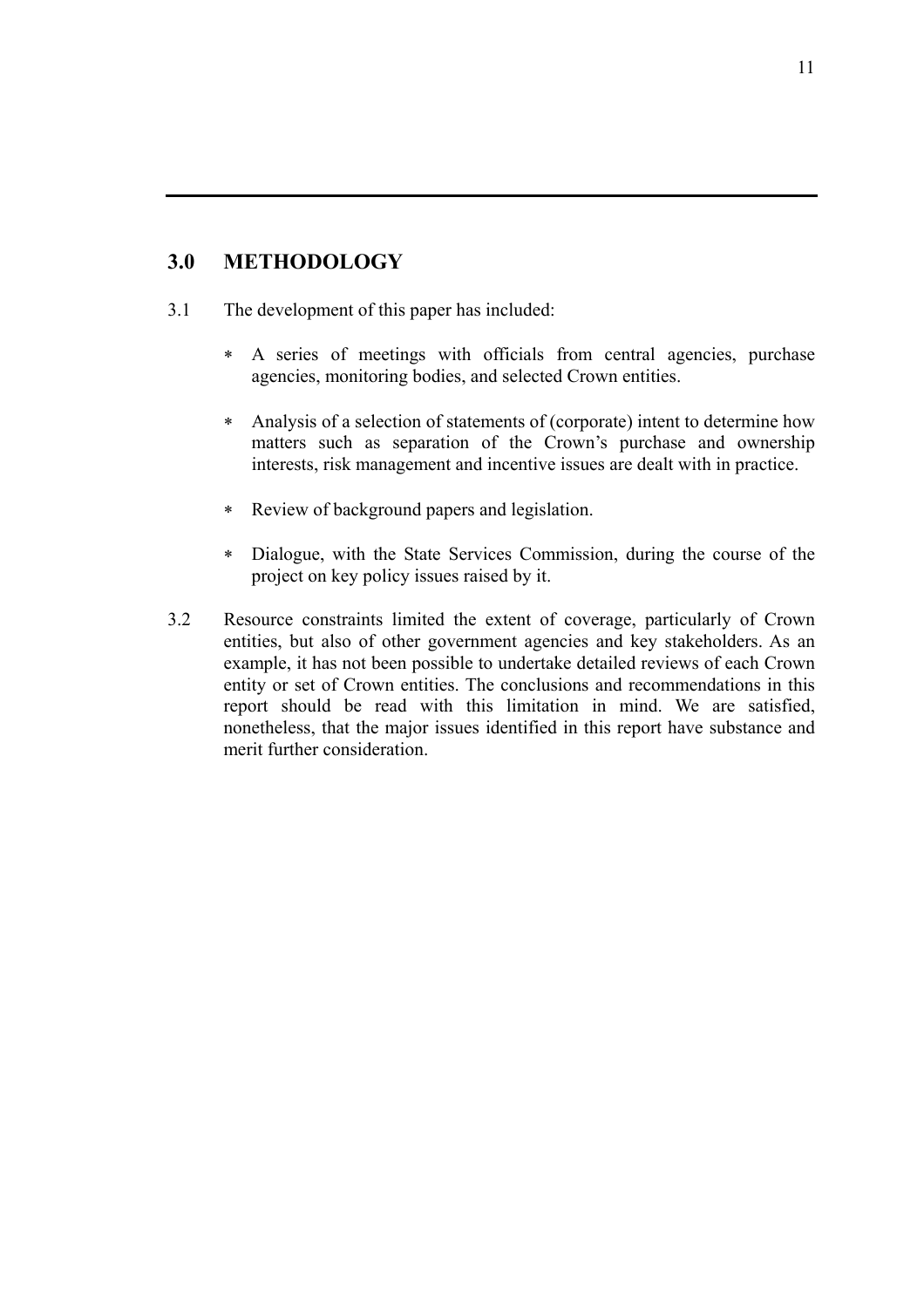## 3.0 METHODOLOGY

3.1 The development of this paper has included:

- A series of meetings with officials from central agencies, purchase agencies, monitoring bodies, and selected Crown entities.

- Analysis of a selection of statements of (corporate) intent to determine how matters such as separation of the Crown's purchase and ownership interests, risk management and incentive issues are dealt with in practice.

- Review of background papers and legislation.

- Dialogue, with the State Services Commission, during the course of the project on key policy issues raised by it.

3.2 Resource constraints limited the extent of coverage, particularly of Crown entities, but also of other government agencies and key stakeholders. As an example, it has not been possible to undertake detailed reviews of each Crown entity or set of Crown entities. The conclusions and recommendations in this report should be read with this limitation in mind. We are satisfied, nonetheless, that the major issues identified in this report have substance and merit further consideration.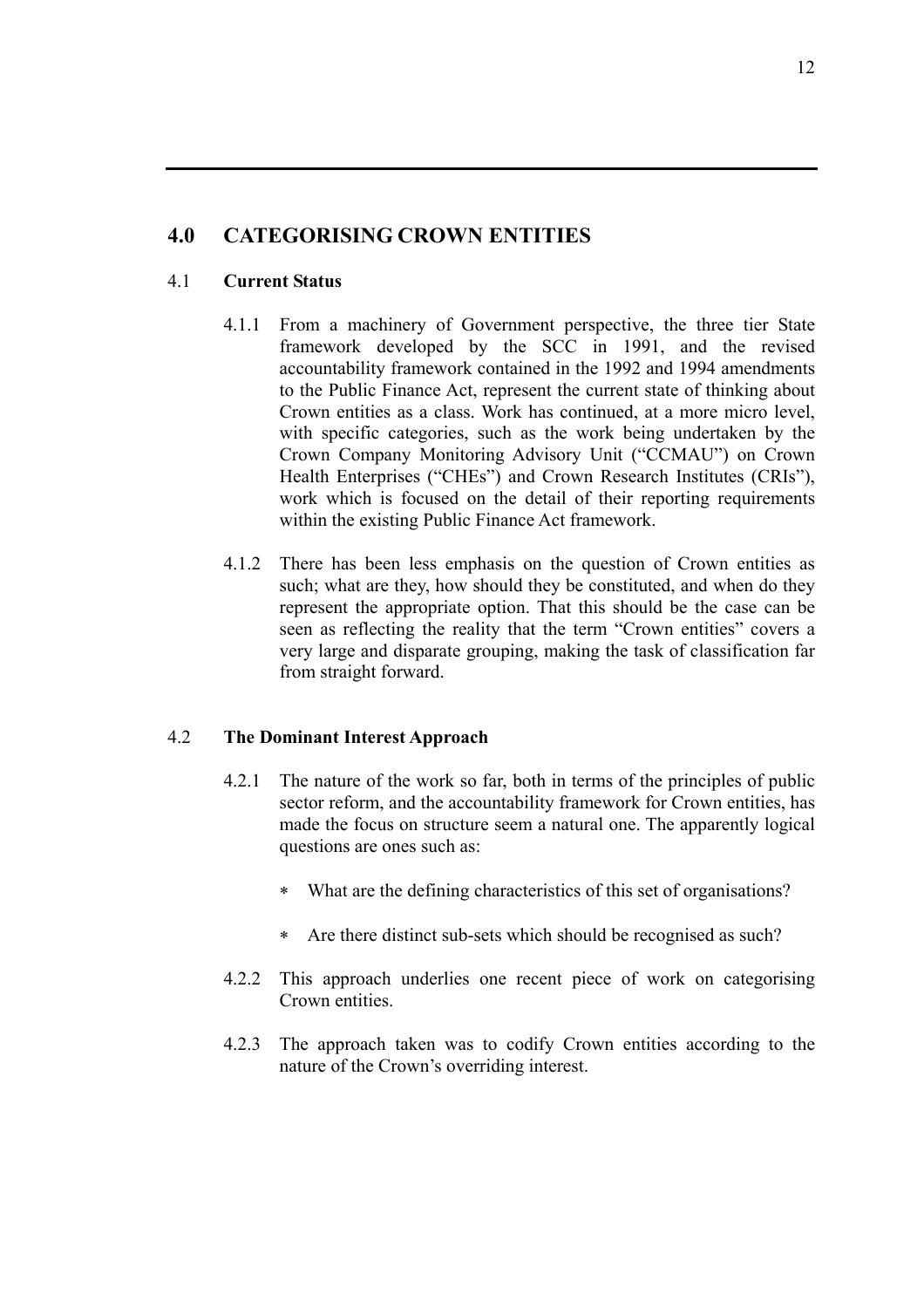## 4.0 CATEGORISING CROWN ENTITIES

### 4.1 Current Status

4.1.1 From a machinery of Government perspective, the three tier State framework developed by the SCC in 1991, and the revised accountability framework contained in the 1992 and 1994 amendments to the Public Finance Act, represent the current state of thinking about Crown entities as a class. Work has continued, at a more micro level, with specific categories, such as the work being undertaken by the Crown Company Monitoring Advisory Unit ("CCMAU") on Crown Health Enterprises ("CHEs") and Crown Research Institutes (CRIs"), work which is focused on the detail of their reporting requirements within the existing Public Finance Act framework.

4.1.2 There has been less emphasis on the question of Crown entities as such; what are they, how should they be constituted, and when do they represent the appropriate option. That this should be the case can be seen as reflecting the reality that the term "Crown entities" covers a very large and disparate grouping, making the task of classification far from straight forward.

### 4.2 The Dominant Interest Approach

4.2.1 The nature of the work so far, both in terms of the principles of public sector reform, and the accountability framework for Crown entities, has made the focus on structure seem a natural one. The apparently logical questions are ones such as:

- What are the defining characteristics of this set of organisations?
- Are there distinct sub-sets which should be recognised as such?

4.2.2 This approach underlies one recent piece of work on categorising Crown entities.

4.2.3 The approach taken was to codify Crown entities according to the nature of the Crown's overriding interest.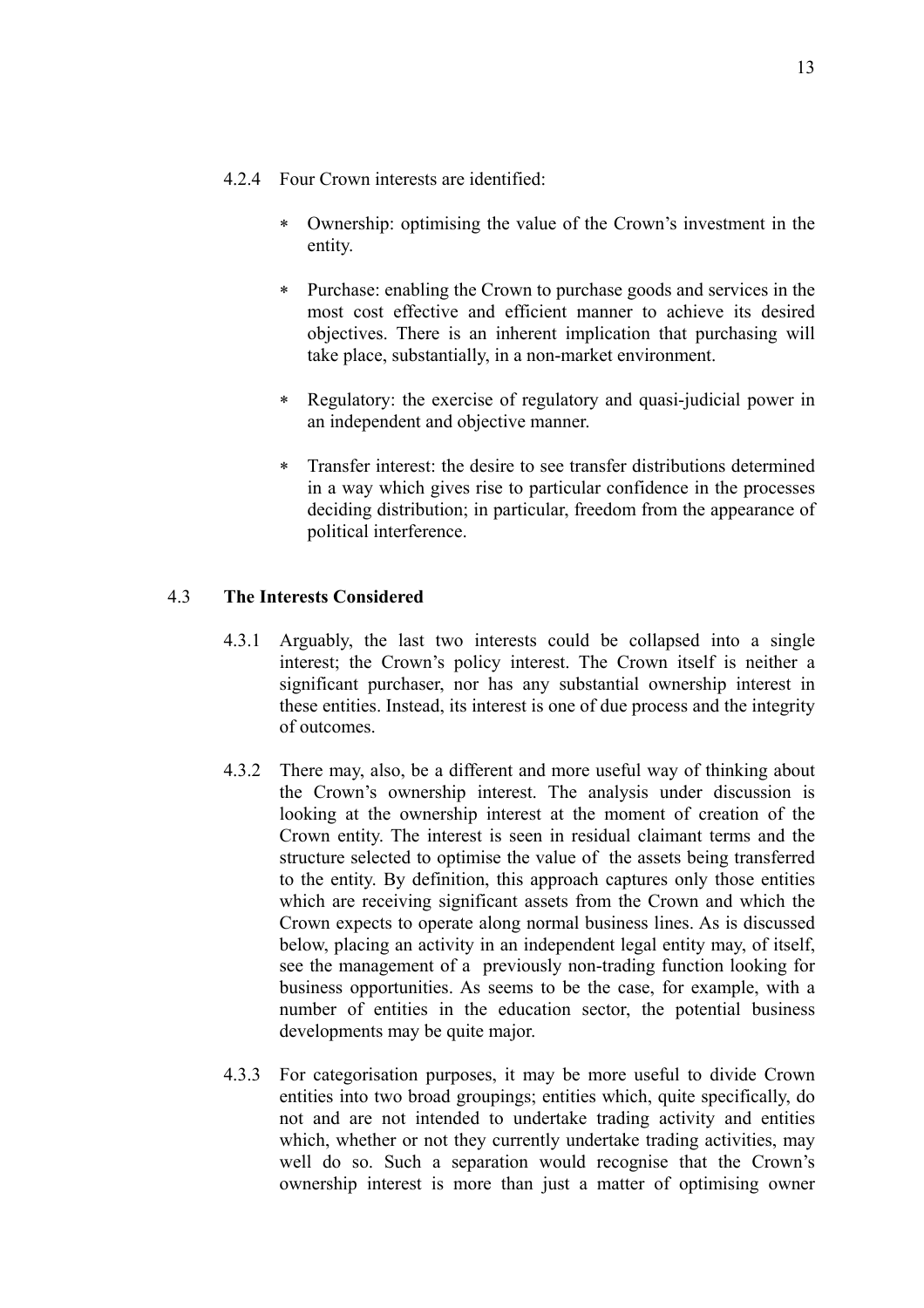4.2.4 Four Crown interests are identified:

- Ownership: optimising the value of the Crown's investment in the entity.

- Purchase: enabling the Crown to purchase goods and services in the most cost effective and efficient manner to achieve its desired objectives. There is an inherent implication that purchasing will take place, substantially, in a non-market environment.

- Regulatory: the exercise of regulatory and quasi-judicial power in an independent and objective manner.

- Transfer interest: the desire to see transfer distributions determined in a way which gives rise to particular confidence in the processes deciding distribution; in particular, freedom from the appearance of political interference.

## 4.3 The Interests Considered

4.3.1 Arguably, the last two interests could be collapsed into a single interest; the Crown's policy interest. The Crown itself is neither a significant purchaser, nor has any substantial ownership interest in these entities. Instead, its interest is one of due process and the integrity of outcomes.

4.3.2 There may, also, be a different and more useful way of thinking about the Crown's ownership interest. The analysis under discussion is looking at the ownership interest at the moment of creation of the Crown entity. The interest is seen in residual claimant terms and the structure selected to optimise the value of the assets being transferred to the entity. By definition, this approach captures only those entities which are receiving significant assets from the Crown and which the Crown expects to operate along normal business lines. As is discussed below, placing an activity in an independent legal entity may, of itself, see the management of a previously non-trading function looking for business opportunities. As seems to be the case, for example, with a number of entities in the education sector, the potential business developments may be quite major.

4.3.3 For categorisation purposes, it may be more useful to divide Crown entities into two broad groupings; entities which, quite specifically, do not and are not intended to undertake trading activity and entities which, whether or not they currently undertake trading activities, may well do so. Such a separation would recognise that the Crown's ownership interest is more than just a matter of optimising owner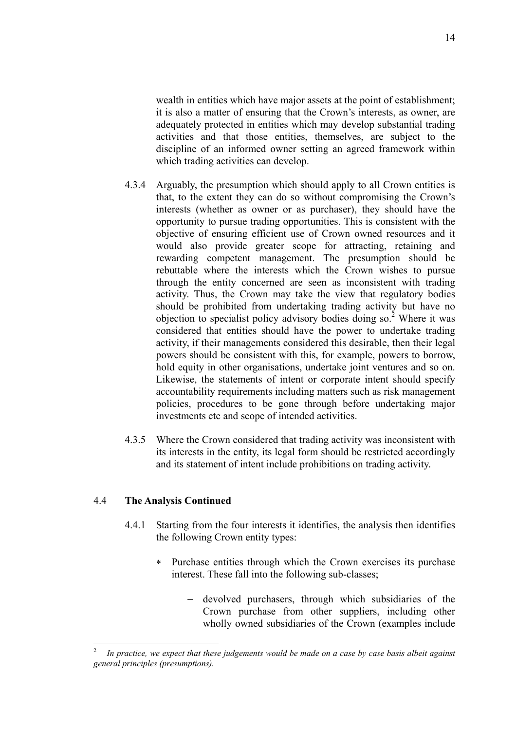wealth in entities which have major assets at the point of establishment; it is also a matter of ensuring that the Crown's interests, as owner, are adequately protected in entities which may develop substantial trading activities and that those entities, themselves, are subject to the discipline of an informed owner setting an agreed framework within which trading activities can develop.

4.3.4 Arguably, the presumption which should apply to all Crown entities is that, to the extent they can do so without compromising the Crown's interests (whether as owner or as purchaser), they should have the opportunity to pursue trading opportunities. This is consistent with the objective of ensuring efficient use of Crown owned resources and it would also provide greater scope for attracting, retaining and rewarding competent management. The presumption should be rebuttable where the interests which the Crown wishes to pursue through the entity concerned are seen as inconsistent with trading activity. Thus, the Crown may take the view that regulatory bodies should be prohibited from undertaking trading activity but have no objection to specialist policy advisory bodies doing so.[2] Where it was considered that entities should have the power to undertake trading activity, if their managements considered this desirable, then their legal powers should be consistent with this, for example, powers to borrow, hold equity in other organisations, undertake joint ventures and so on. Likewise, the statements of intent or corporate intent should specify accountability requirements including matters such as risk management policies, procedures to be gone through before undertaking major investments etc and scope of intended activities.

4.3.5 Where the Crown considered that trading activity was inconsistent with its interests in the entity, its legal form should be restricted accordingly and its statement of intent include prohibitions on trading activity.

## 4.4 The Analysis Continued

4.4.1 Starting from the four interests it identifies, the analysis then identifies the following Crown entity types:

* Purchase entities through which the Crown exercises its purchase interest. These fall into the following sub-classes;

  - devolved purchasers, through which subsidiaries of the Crown purchase from other suppliers, including other wholly owned subsidiaries of the Crown (examples include

---

[2] *In practice, we expect that these judgements would be made on a case by case basis albeit against general principles (presumptions).*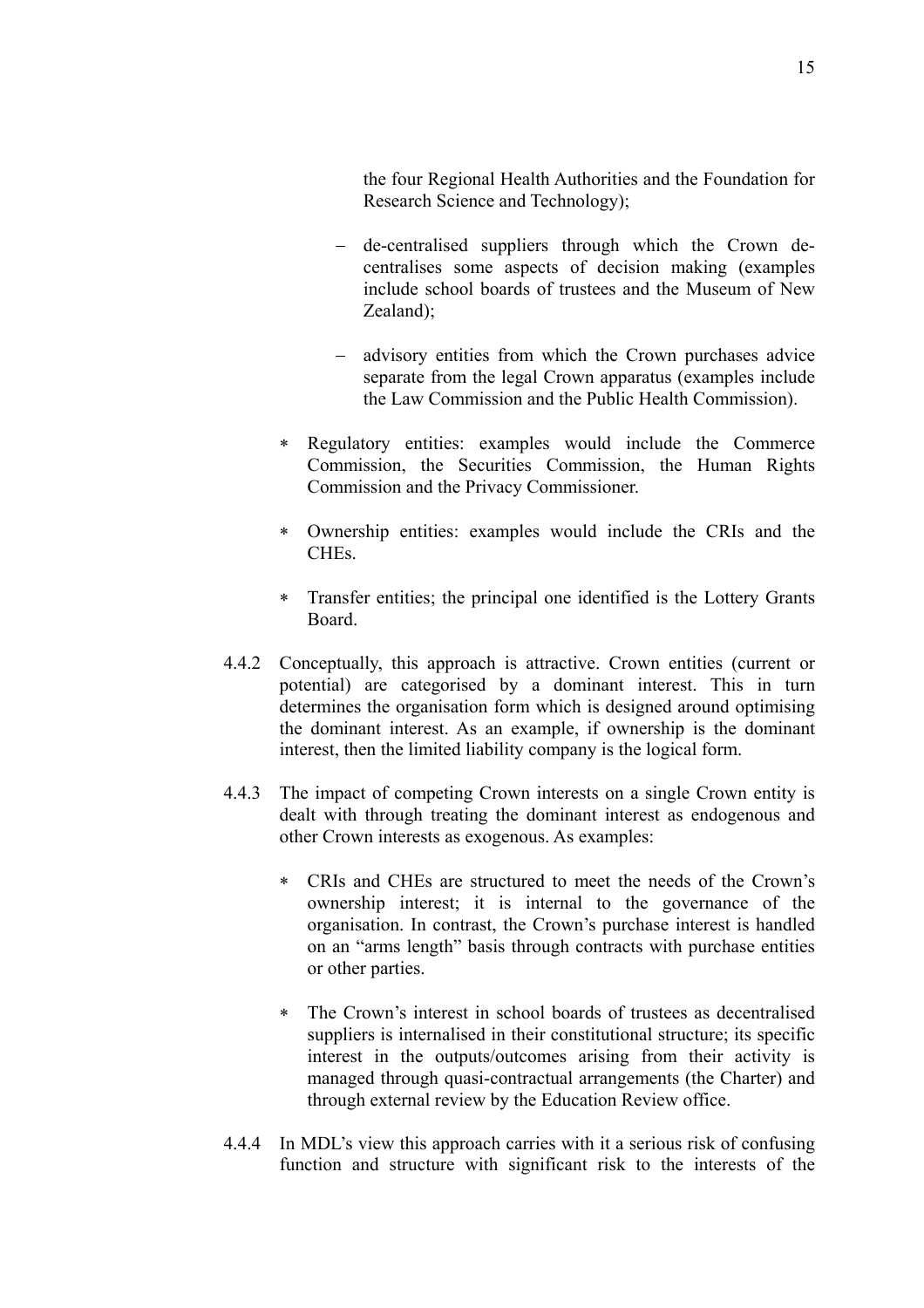the four Regional Health Authorities and the Foundation for Research Science and Technology);

  - de-centralised suppliers through which the Crown de-centralises some aspects of decision making (examples include school boards of trustees and the Museum of New Zealand);

  - advisory entities from which the Crown purchases advice separate from the legal Crown apparatus (examples include the Law Commission and the Public Health Commission).

- Regulatory entities: examples would include the Commerce Commission, the Securities Commission, the Human Rights Commission and the Privacy Commissioner.

- Ownership entities: examples would include the CRIs and the CHEs.

- Transfer entities; the principal one identified is the Lottery Grants Board.

4.4.2 Conceptually, this approach is attractive. Crown entities (current or potential) are categorised by a dominant interest. This in turn determines the organisation form which is designed around optimising the dominant interest. As an example, if ownership is the dominant interest, then the limited liability company is the logical form.

4.4.3 The impact of competing Crown interests on a single Crown entity is dealt with through treating the dominant interest as endogenous and other Crown interests as exogenous. As examples:

- CRIs and CHEs are structured to meet the needs of the Crown's ownership interest; it is internal to the governance of the organisation. In contrast, the Crown's purchase interest is handled on an "arms length" basis through contracts with purchase entities or other parties.

- The Crown's interest in school boards of trustees as decentralised suppliers is internalised in their constitutional structure; its specific interest in the outputs/outcomes arising from their activity is managed through quasi-contractual arrangements (the Charter) and through external review by the Education Review office.

4.4.4 In MDL's view this approach carries with it a serious risk of confusing function and structure with significant risk to the interests of the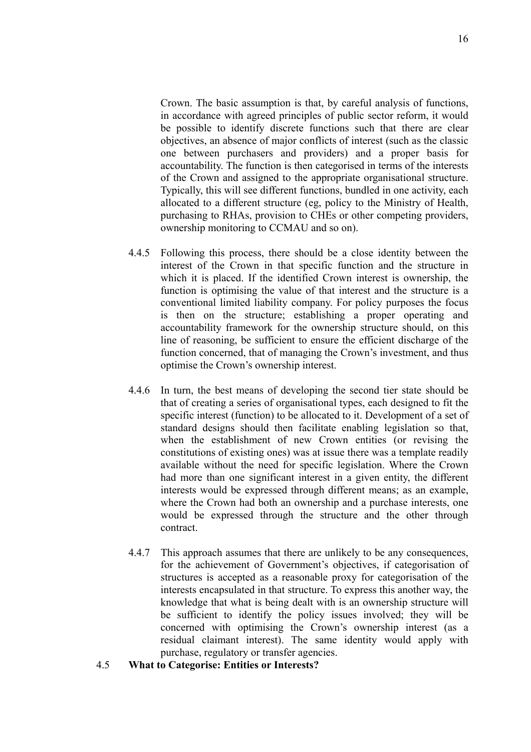Crown. The basic assumption is that, by careful analysis of functions, in accordance with agreed principles of public sector reform, it would be possible to identify discrete functions such that there are clear objectives, an absence of major conflicts of interest (such as the classic one between purchasers and providers) and a proper basis for accountability. The function is then categorised in terms of the interests of the Crown and assigned to the appropriate organisational structure. Typically, this will see different functions, bundled in one activity, each allocated to a different structure (eg, policy to the Ministry of Health, purchasing to RHAs, provision to CHEs or other competing providers, ownership monitoring to CCMAU and so on).

4.4.5 Following this process, there should be a close identity between the interest of the Crown in that specific function and the structure in which it is placed. If the identified Crown interest is ownership, the function is optimising the value of that interest and the structure is a conventional limited liability company. For policy purposes the focus is then on the structure; establishing a proper operating and accountability framework for the ownership structure should, on this line of reasoning, be sufficient to ensure the efficient discharge of the function concerned, that of managing the Crown's investment, and thus optimise the Crown's ownership interest.

4.4.6 In turn, the best means of developing the second tier state should be that of creating a series of organisational types, each designed to fit the specific interest (function) to be allocated to it. Development of a set of standard designs should then facilitate enabling legislation so that, when the establishment of new Crown entities (or revising the constitutions of existing ones) was at issue there was a template readily available without the need for specific legislation. Where the Crown had more than one significant interest in a given entity, the different interests would be expressed through different means; as an example, where the Crown had both an ownership and a purchase interests, one would be expressed through the structure and the other through contract.

4.4.7 This approach assumes that there are unlikely to be any consequences, for the achievement of Government's objectives, if categorisation of structures is accepted as a reasonable proxy for categorisation of the interests encapsulated in that structure. To express this another way, the knowledge that what is being dealt with is an ownership structure will be sufficient to identify the policy issues involved; they will be concerned with optimising the Crown's ownership interest (as a residual claimant interest). The same identity would apply with purchase, regulatory or transfer agencies.

## 4.5 What to Categorise: Entities or Interests?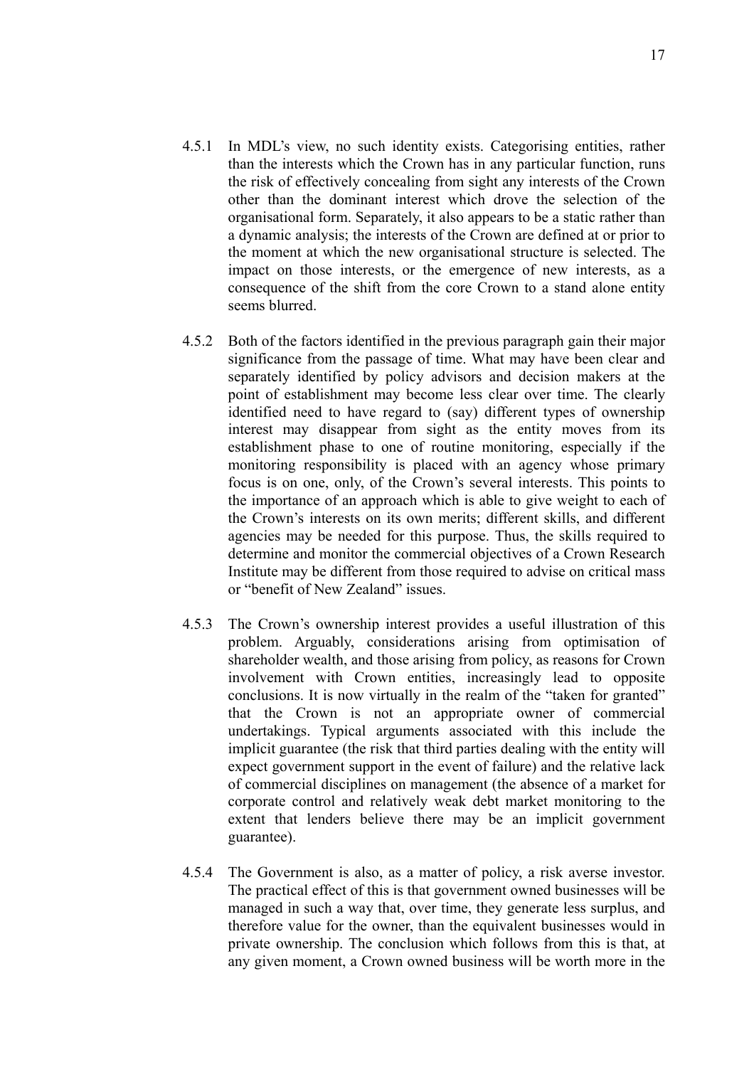4.5.1 In MDL's view, no such identity exists. Categorising entities, rather than the interests which the Crown has in any particular function, runs the risk of effectively concealing from sight any interests of the Crown other than the dominant interest which drove the selection of the organisational form. Separately, it also appears to be a static rather than a dynamic analysis; the interests of the Crown are defined at or prior to the moment at which the new organisational structure is selected. The impact on those interests, or the emergence of new interests, as a consequence of the shift from the core Crown to a stand alone entity seems blurred.

4.5.2 Both of the factors identified in the previous paragraph gain their major significance from the passage of time. What may have been clear and separately identified by policy advisors and decision makers at the point of establishment may become less clear over time. The clearly identified need to have regard to (say) different types of ownership interest may disappear from sight as the entity moves from its establishment phase to one of routine monitoring, especially if the monitoring responsibility is placed with an agency whose primary focus is on one, only, of the Crown's several interests. This points to the importance of an approach which is able to give weight to each of the Crown's interests on its own merits; different skills, and different agencies may be needed for this purpose. Thus, the skills required to determine and monitor the commercial objectives of a Crown Research Institute may be different from those required to advise on critical mass or "benefit of New Zealand" issues.

4.5.3 The Crown's ownership interest provides a useful illustration of this problem. Arguably, considerations arising from optimisation of shareholder wealth, and those arising from policy, as reasons for Crown involvement with Crown entities, increasingly lead to opposite conclusions. It is now virtually in the realm of the "taken for granted" that the Crown is not an appropriate owner of commercial undertakings. Typical arguments associated with this include the implicit guarantee (the risk that third parties dealing with the entity will expect government support in the event of failure) and the relative lack of commercial disciplines on management (the absence of a market for corporate control and relatively weak debt market monitoring to the extent that lenders believe there may be an implicit government guarantee).

4.5.4 The Government is also, as a matter of policy, a risk averse investor. The practical effect of this is that government owned businesses will be managed in such a way that, over time, they generate less surplus, and therefore value for the owner, than the equivalent businesses would in private ownership. The conclusion which follows from this is that, at any given moment, a Crown owned business will be worth more in the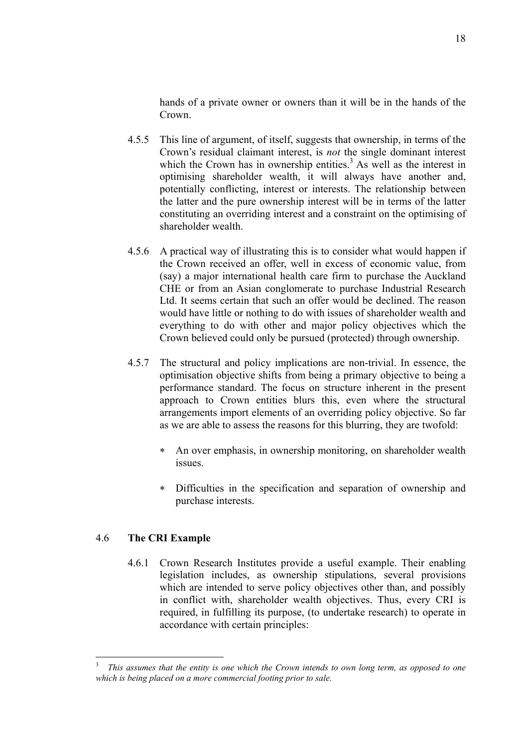hands of a private owner or owners than it will be in the hands of the Crown.

4.5.5 This line of argument, of itself, suggests that ownership, in terms of the Crown's residual claimant interest, is *not* the single dominant interest which the Crown has in ownership entities.[3] As well as the interest in optimising shareholder wealth, it will always have another and, potentially conflicting, interest or interests. The relationship between the latter and the pure ownership interest will be in terms of the latter constituting an overriding interest and a constraint on the optimising of shareholder wealth.

4.5.6 A practical way of illustrating this is to consider what would happen if the Crown received an offer, well in excess of economic value, from (say) a major international health care firm to purchase the Auckland CHE or from an Asian conglomerate to purchase Industrial Research Ltd. It seems certain that such an offer would be declined. The reason would have little or nothing to do with issues of shareholder wealth and everything to do with other and major policy objectives which the Crown believed could only be pursued (protected) through ownership.

4.5.7 The structural and policy implications are non-trivial. In essence, the optimisation objective shifts from being a primary objective to being a performance standard. The focus on structure inherent in the present approach to Crown entities blurs this, even where the structural arrangements import elements of an overriding policy objective. So far as we are able to assess the reasons for this blurring, they are twofold:

- An over emphasis, in ownership monitoring, on shareholder wealth issues.
- Difficulties in the specification and separation of ownership and purchase interests.

### 4.6 The CRI Example

4.6.1 Crown Research Institutes provide a useful example. Their enabling legislation includes, as ownership stipulations, several provisions which are intended to serve policy objectives other than, and possibly in conflict with, shareholder wealth objectives. Thus, every CRI is required, in fulfilling its purpose, (to undertake research) to operate in accordance with certain principles:

[3] *This assumes that the entity is one which the Crown intends to own long term, as opposed to one which is being placed on a more commercial footing prior to sale.*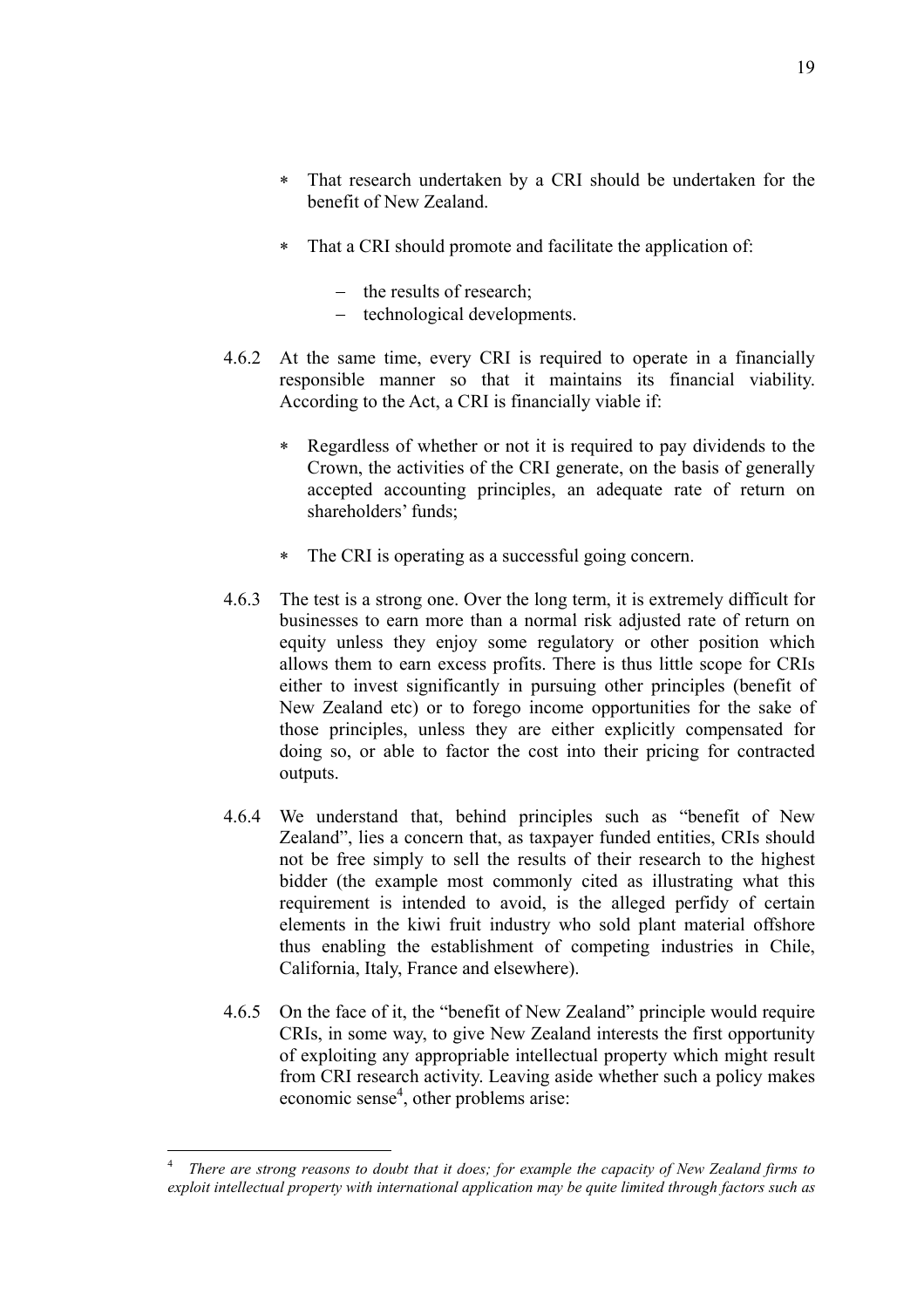- That research undertaken by a CRI should be undertaken for the benefit of New Zealand.

- That a CRI should promote and facilitate the application of:

  - the results of research;
  - technological developments.

4.6.2 At the same time, every CRI is required to operate in a financially responsible manner so that it maintains its financial viability. According to the Act, a CRI is financially viable if:

- Regardless of whether or not it is required to pay dividends to the Crown, the activities of the CRI generate, on the basis of generally accepted accounting principles, an adequate rate of return on shareholders' funds;

- The CRI is operating as a successful going concern.

4.6.3 The test is a strong one. Over the long term, it is extremely difficult for businesses to earn more than a normal risk adjusted rate of return on equity unless they enjoy some regulatory or other position which allows them to earn excess profits. There is thus little scope for CRIs either to invest significantly in pursuing other principles (benefit of New Zealand etc) or to forego income opportunities for the sake of those principles, unless they are either explicitly compensated for doing so, or able to factor the cost into their pricing for contracted outputs.

4.6.4 We understand that, behind principles such as "benefit of New Zealand", lies a concern that, as taxpayer funded entities, CRIs should not be free simply to sell the results of their research to the highest bidder (the example most commonly cited as illustrating what this requirement is intended to avoid, is the alleged perfidy of certain elements in the kiwi fruit industry who sold plant material offshore thus enabling the establishment of competing industries in Chile, California, Italy, France and elsewhere).

4.6.5 On the face of it, the "benefit of New Zealand" principle would require CRIs, in some way, to give New Zealand interests the first opportunity of exploiting any appropriable intellectual property which might result from CRI research activity. Leaving aside whether such a policy makes economic sense[4], other problems arise:

---

[4] *There are strong reasons to doubt that it does; for example the capacity of New Zealand firms to exploit intellectual property with international application may be quite limited through factors such as*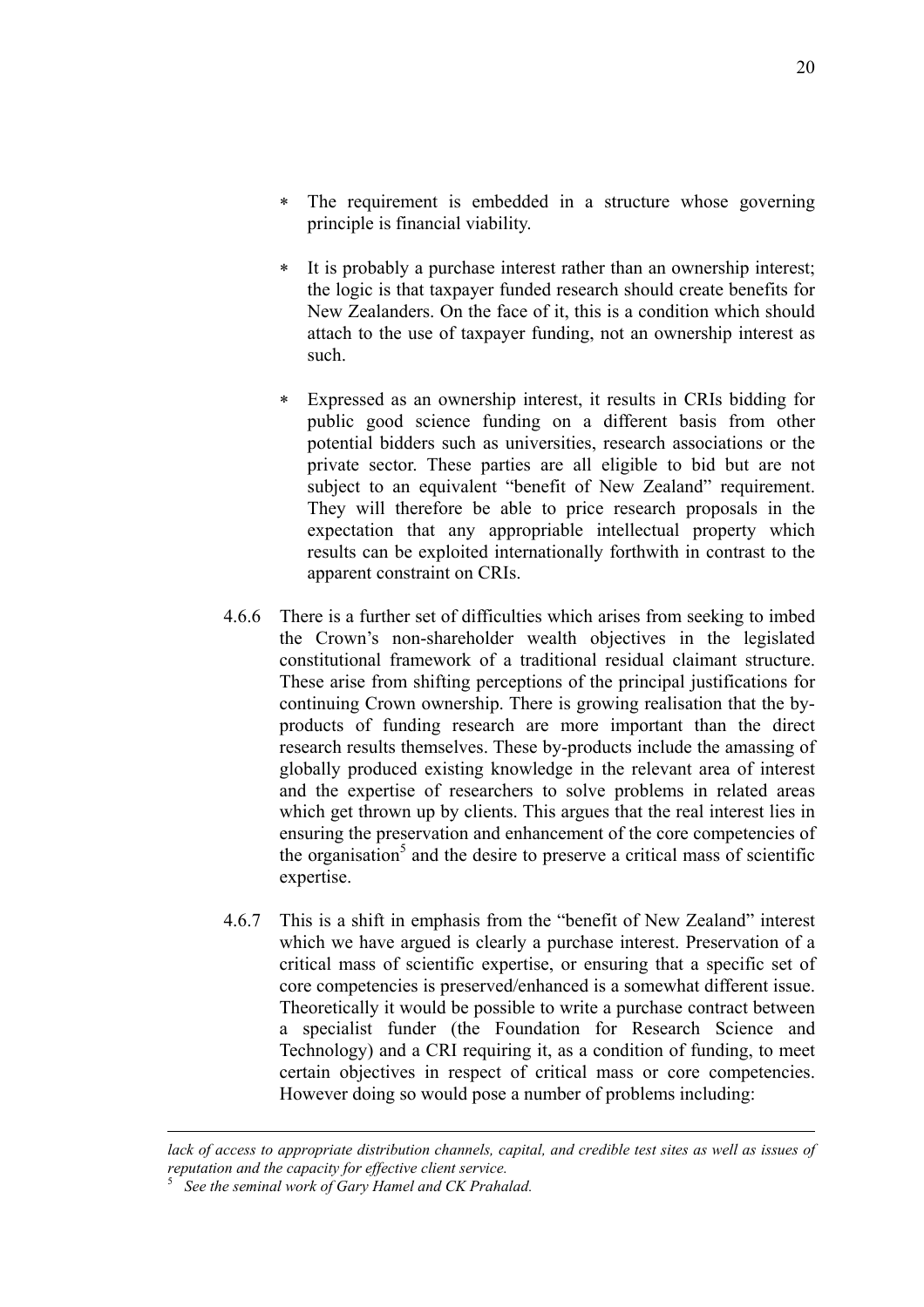- The requirement is embedded in a structure whose governing principle is financial viability.

- It is probably a purchase interest rather than an ownership interest; the logic is that taxpayer funded research should create benefits for New Zealanders. On the face of it, this is a condition which should attach to the use of taxpayer funding, not an ownership interest as such.

- Expressed as an ownership interest, it results in CRIs bidding for public good science funding on a different basis from other potential bidders such as universities, research associations or the private sector. These parties are all eligible to bid but are not subject to an equivalent "benefit of New Zealand" requirement. They will therefore be able to price research proposals in the expectation that any appropriable intellectual property which results can be exploited internationally forthwith in contrast to the apparent constraint on CRIs.

4.6.6 There is a further set of difficulties which arises from seeking to imbed the Crown's non-shareholder wealth objectives in the legislated constitutional framework of a traditional residual claimant structure. These arise from shifting perceptions of the principal justifications for continuing Crown ownership. There is growing realisation that the by-products of funding research are more important than the direct research results themselves. These by-products include the amassing of globally produced existing knowledge in the relevant area of interest and the expertise of researchers to solve problems in related areas which get thrown up by clients. This argues that the real interest lies in ensuring the preservation and enhancement of the core competencies of the organisation[5] and the desire to preserve a critical mass of scientific expertise.

4.6.7 This is a shift in emphasis from the "benefit of New Zealand" interest which we have argued is clearly a purchase interest. Preservation of a critical mass of scientific expertise, or ensuring that a specific set of core competencies is preserved/enhanced is a somewhat different issue. Theoretically it would be possible to write a purchase contract between a specialist funder (the Foundation for Research Science and Technology) and a CRI requiring it, as a condition of funding, to meet certain objectives in respect of critical mass or core competencies. However doing so would pose a number of problems including:

---

*lack of access to appropriate distribution channels, capital, and credible test sites as well as issues of reputation and the capacity for effective client service.*

[5] *See the seminal work of Gary Hamel and CK Prahalad.*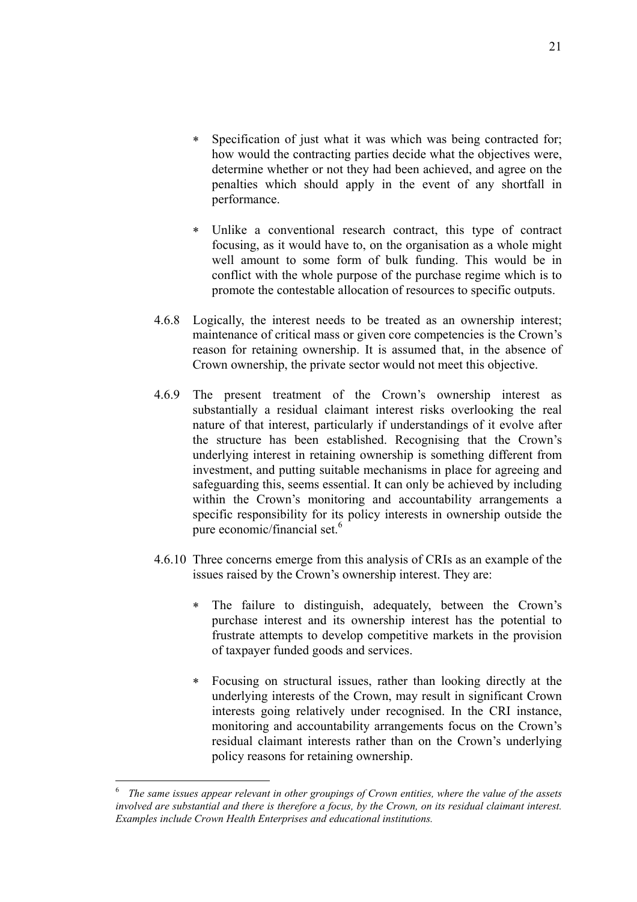- Specification of just what it was which was being contracted for; how would the contracting parties decide what the objectives were, determine whether or not they had been achieved, and agree on the penalties which should apply in the event of any shortfall in performance.

- Unlike a conventional research contract, this type of contract focusing, as it would have to, on the organisation as a whole might well amount to some form of bulk funding. This would be in conflict with the whole purpose of the purchase regime which is to promote the contestable allocation of resources to specific outputs.

4.6.8 Logically, the interest needs to be treated as an ownership interest; maintenance of critical mass or given core competencies is the Crown's reason for retaining ownership. It is assumed that, in the absence of Crown ownership, the private sector would not meet this objective.

4.6.9 The present treatment of the Crown's ownership interest as substantially a residual claimant interest risks overlooking the real nature of that interest, particularly if understandings of it evolve after the structure has been established. Recognising that the Crown's underlying interest in retaining ownership is something different from investment, and putting suitable mechanisms in place for agreeing and safeguarding this, seems essential. It can only be achieved by including within the Crown's monitoring and accountability arrangements a specific responsibility for its policy interests in ownership outside the pure economic/financial set.[6]

4.6.10 Three concerns emerge from this analysis of CRIs as an example of the issues raised by the Crown's ownership interest. They are:

- The failure to distinguish, adequately, between the Crown's purchase interest and its ownership interest has the potential to frustrate attempts to develop competitive markets in the provision of taxpayer funded goods and services.

- Focusing on structural issues, rather than looking directly at the underlying interests of the Crown, may result in significant Crown interests going relatively under recognised. In the CRI instance, monitoring and accountability arrangements focus on the Crown's residual claimant interests rather than on the Crown's underlying policy reasons for retaining ownership.

---

[6] *The same issues appear relevant in other groupings of Crown entities, where the value of the assets involved are substantial and there is therefore a focus, by the Crown, on its residual claimant interest. Examples include Crown Health Enterprises and educational institutions.*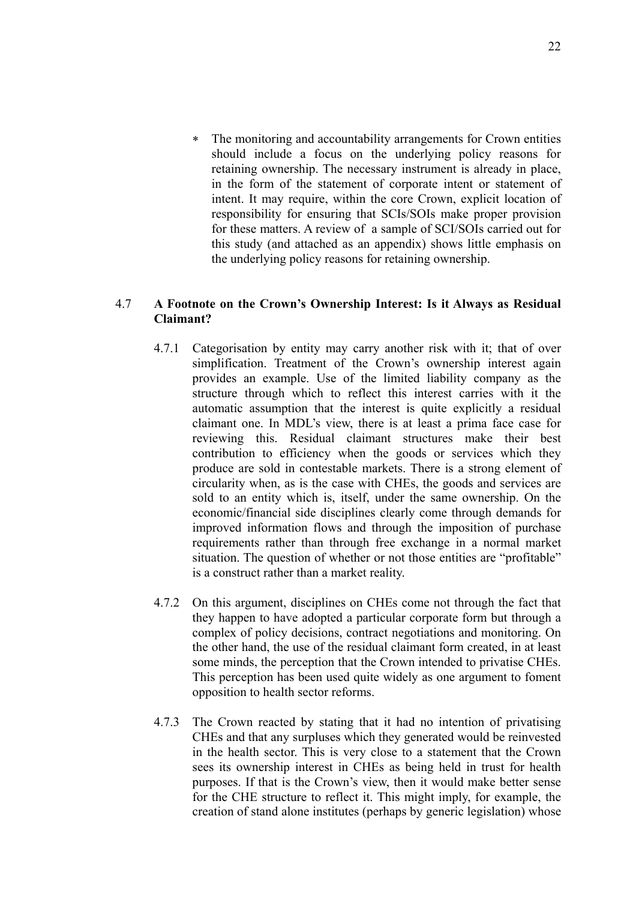* The monitoring and accountability arrangements for Crown entities should include a focus on the underlying policy reasons for retaining ownership. The necessary instrument is already in place, in the form of the statement of corporate intent or statement of intent. It may require, within the core Crown, explicit location of responsibility for ensuring that SCIs/SOIs make proper provision for these matters. A review of a sample of SCI/SOIs carried out for this study (and attached as an appendix) shows little emphasis on the underlying policy reasons for retaining ownership.

### 4.7 A Footnote on the Crown's Ownership Interest: Is it Always as Residual Claimant?

4.7.1 Categorisation by entity may carry another risk with it; that of over simplification. Treatment of the Crown's ownership interest again provides an example. Use of the limited liability company as the structure through which to reflect this interest carries with it the automatic assumption that the interest is quite explicitly a residual claimant one. In MDL's view, there is at least a prima face case for reviewing this. Residual claimant structures make their best contribution to efficiency when the goods or services which they produce are sold in contestable markets. There is a strong element of circularity when, as is the case with CHEs, the goods and services are sold to an entity which is, itself, under the same ownership. On the economic/financial side disciplines clearly come through demands for improved information flows and through the imposition of purchase requirements rather than through free exchange in a normal market situation. The question of whether or not those entities are "profitable" is a construct rather than a market reality.

4.7.2 On this argument, disciplines on CHEs come not through the fact that they happen to have adopted a particular corporate form but through a complex of policy decisions, contract negotiations and monitoring. On the other hand, the use of the residual claimant form created, in at least some minds, the perception that the Crown intended to privatise CHEs. This perception has been used quite widely as one argument to foment opposition to health sector reforms.

4.7.3 The Crown reacted by stating that it had no intention of privatising CHEs and that any surpluses which they generated would be reinvested in the health sector. This is very close to a statement that the Crown sees its ownership interest in CHEs as being held in trust for health purposes. If that is the Crown's view, then it would make better sense for the CHE structure to reflect it. This might imply, for example, the creation of stand alone institutes (perhaps by generic legislation) whose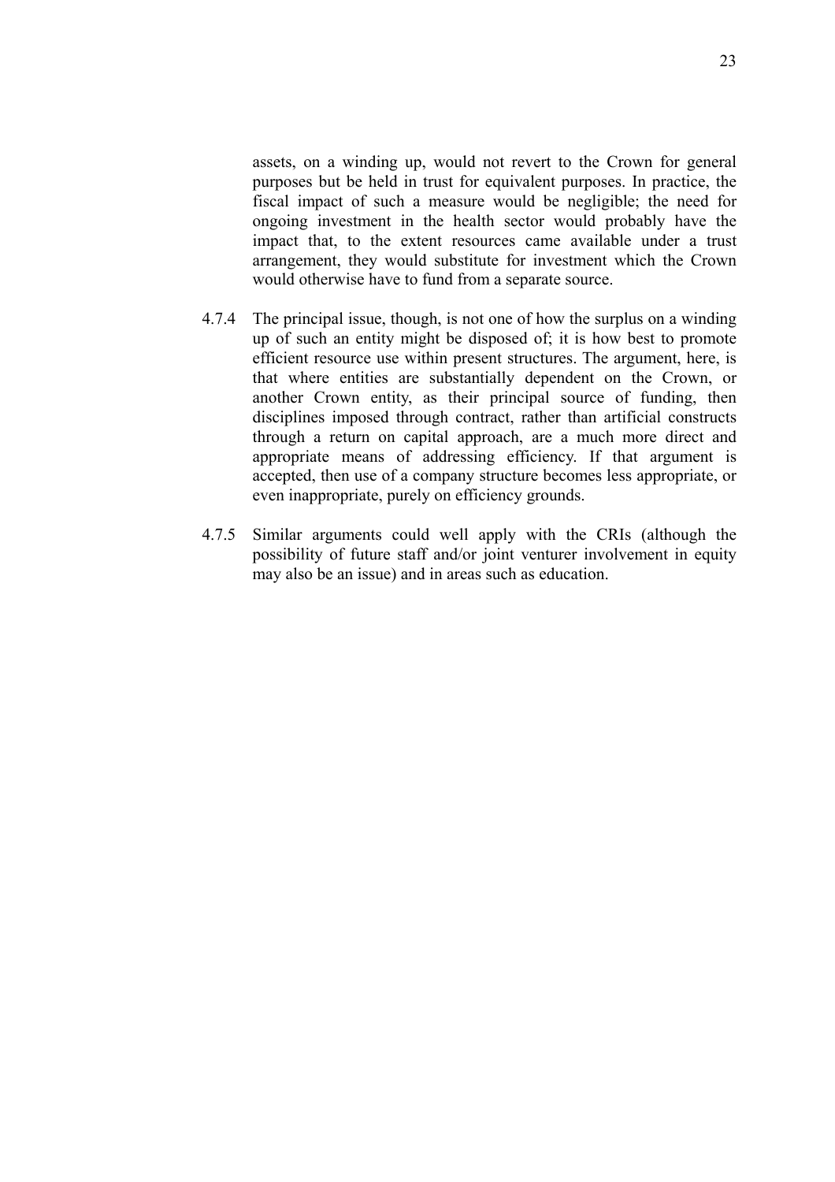assets, on a winding up, would not revert to the Crown for general purposes but be held in trust for equivalent purposes. In practice, the fiscal impact of such a measure would be negligible; the need for ongoing investment in the health sector would probably have the impact that, to the extent resources came available under a trust arrangement, they would substitute for investment which the Crown would otherwise have to fund from a separate source.

4.7.4 The principal issue, though, is not one of how the surplus on a winding up of such an entity might be disposed of; it is how best to promote efficient resource use within present structures. The argument, here, is that where entities are substantially dependent on the Crown, or another Crown entity, as their principal source of funding, then disciplines imposed through contract, rather than artificial constructs through a return on capital approach, are a much more direct and appropriate means of addressing efficiency. If that argument is accepted, then use of a company structure becomes less appropriate, or even inappropriate, purely on efficiency grounds.

4.7.5 Similar arguments could well apply with the CRIs (although the possibility of future staff and/or joint venturer involvement in equity may also be an issue) and in areas such as education.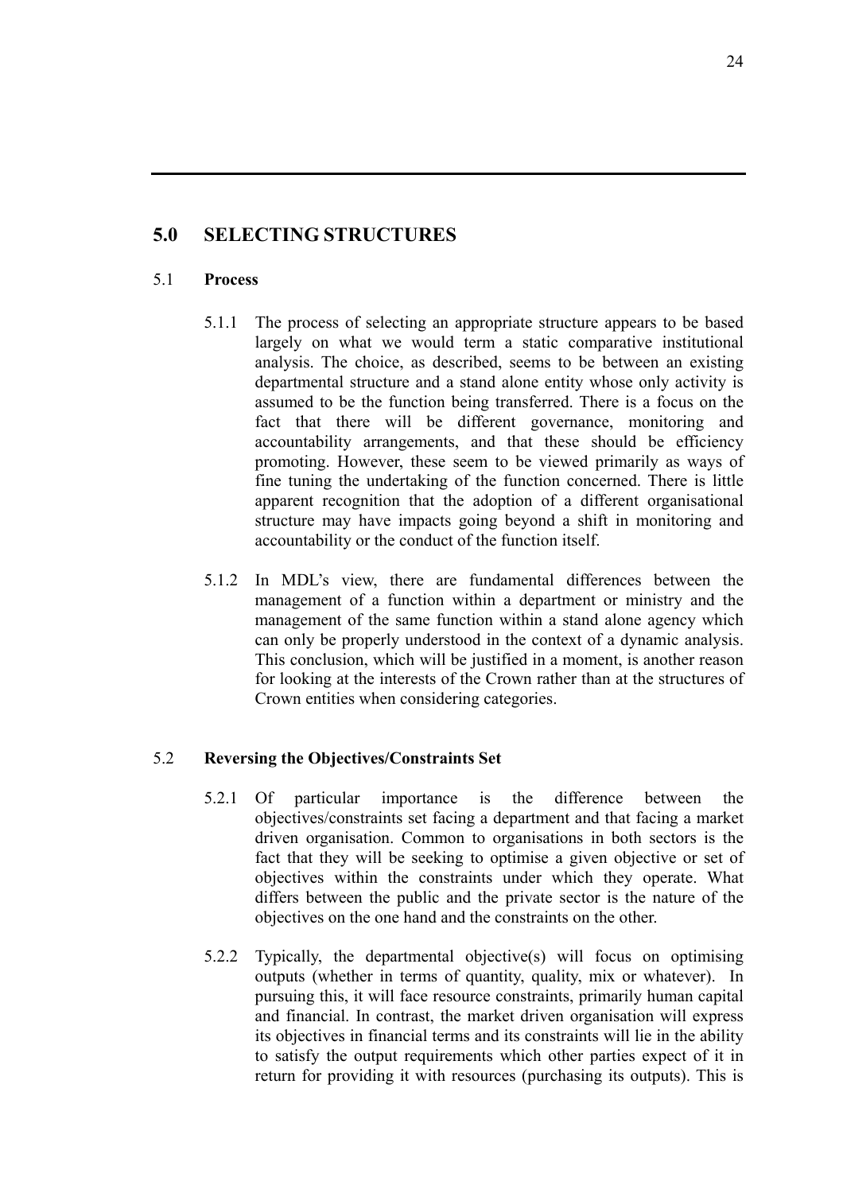## 5.0 SELECTING STRUCTURES

### 5.1 Process

5.1.1 The process of selecting an appropriate structure appears to be based largely on what we would term a static comparative institutional analysis. The choice, as described, seems to be between an existing departmental structure and a stand alone entity whose only activity is assumed to be the function being transferred. There is a focus on the fact that there will be different governance, monitoring and accountability arrangements, and that these should be efficiency promoting. However, these seem to be viewed primarily as ways of fine tuning the undertaking of the function concerned. There is little apparent recognition that the adoption of a different organisational structure may have impacts going beyond a shift in monitoring and accountability or the conduct of the function itself.

5.1.2 In MDL's view, there are fundamental differences between the management of a function within a department or ministry and the management of the same function within a stand alone agency which can only be properly understood in the context of a dynamic analysis. This conclusion, which will be justified in a moment, is another reason for looking at the interests of the Crown rather than at the structures of Crown entities when considering categories.

### 5.2 Reversing the Objectives/Constraints Set

5.2.1 Of particular importance is the difference between the objectives/constraints set facing a department and that facing a market driven organisation. Common to organisations in both sectors is the fact that they will be seeking to optimise a given objective or set of objectives within the constraints under which they operate. What differs between the public and the private sector is the nature of the objectives on the one hand and the constraints on the other.

5.2.2 Typically, the departmental objective(s) will focus on optimising outputs (whether in terms of quantity, quality, mix or whatever). In pursuing this, it will face resource constraints, primarily human capital and financial. In contrast, the market driven organisation will express its objectives in financial terms and its constraints will lie in the ability to satisfy the output requirements which other parties expect of it in return for providing it with resources (purchasing its outputs). This is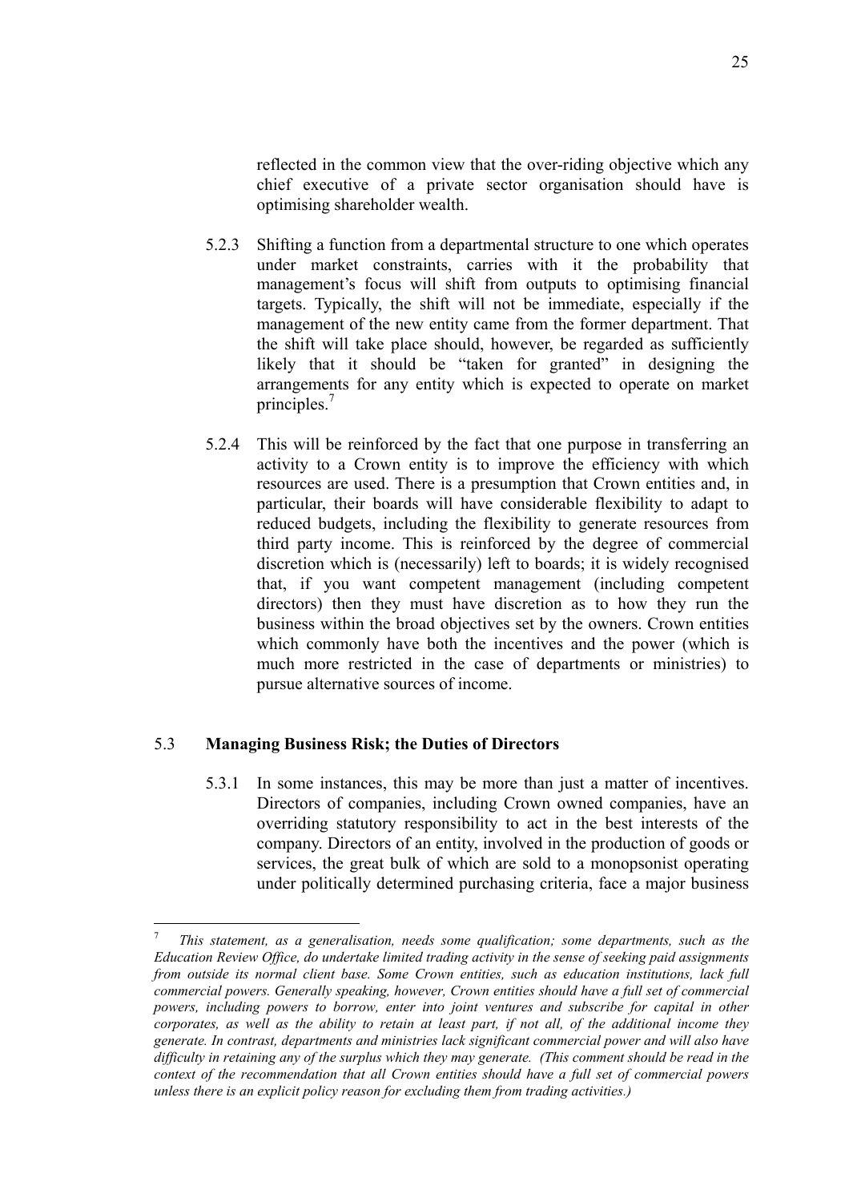reflected in the common view that the over-riding objective which any chief executive of a private sector organisation should have is optimising shareholder wealth.

5.2.3 Shifting a function from a departmental structure to one which operates under market constraints, carries with it the probability that management's focus will shift from outputs to optimising financial targets. Typically, the shift will not be immediate, especially if the management of the new entity came from the former department. That the shift will take place should, however, be regarded as sufficiently likely that it should be "taken for granted" in designing the arrangements for any entity which is expected to operate on market principles.[7]

5.2.4 This will be reinforced by the fact that one purpose in transferring an activity to a Crown entity is to improve the efficiency with which resources are used. There is a presumption that Crown entities and, in particular, their boards will have considerable flexibility to adapt to reduced budgets, including the flexibility to generate resources from third party income. This is reinforced by the degree of commercial discretion which is (necessarily) left to boards; it is widely recognised that, if you want competent management (including competent directors) then they must have discretion as to how they run the business within the broad objectives set by the owners. Crown entities which commonly have both the incentives and the power (which is much more restricted in the case of departments or ministries) to pursue alternative sources of income.

## 5.3 **Managing Business Risk; the Duties of Directors**

5.3.1 In some instances, this may be more than just a matter of incentives. Directors of companies, including Crown owned companies, have an overriding statutory responsibility to act in the best interests of the company. Directors of an entity, involved in the production of goods or services, the great bulk of which are sold to a monopsonist operating under politically determined purchasing criteria, face a major business

---

[7] *This statement, as a generalisation, needs some qualification; some departments, such as the Education Review Office, do undertake limited trading activity in the sense of seeking paid assignments from outside its normal client base. Some Crown entities, such as education institutions, lack full commercial powers. Generally speaking, however, Crown entities should have a full set of commercial powers, including powers to borrow, enter into joint ventures and subscribe for capital in other corporates, as well as the ability to retain at least part, if not all, of the additional income they generate. In contrast, departments and ministries lack significant commercial power and will also have difficulty in retaining any of the surplus which they may generate. (This comment should be read in the context of the recommendation that all Crown entities should have a full set of commercial powers unless there is an explicit policy reason for excluding them from trading activities.)*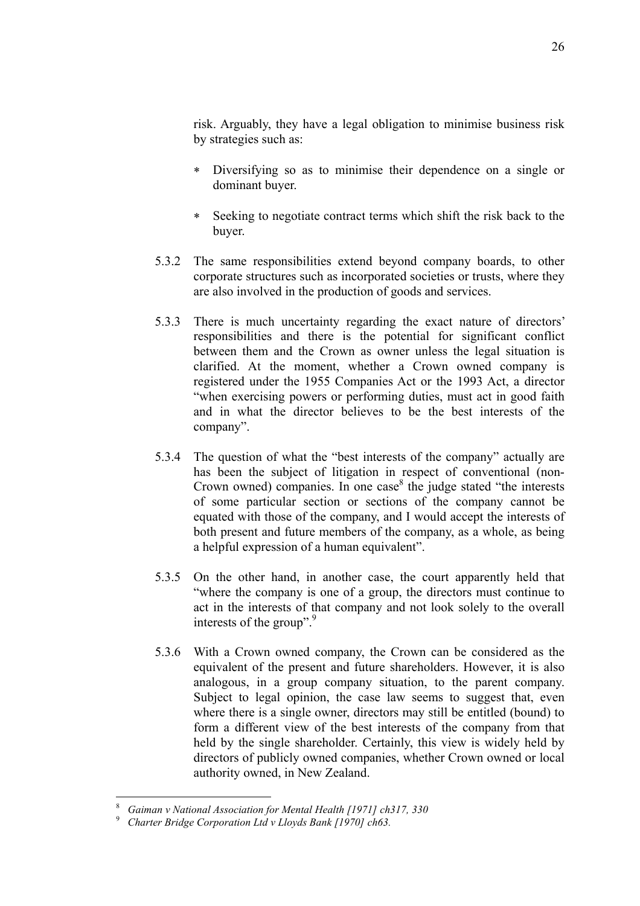risk. Arguably, they have a legal obligation to minimise business risk by strategies such as:

- Diversifying so as to minimise their dependence on a single or dominant buyer.
- Seeking to negotiate contract terms which shift the risk back to the buyer.

5.3.2 The same responsibilities extend beyond company boards, to other corporate structures such as incorporated societies or trusts, where they are also involved in the production of goods and services.

5.3.3 There is much uncertainty regarding the exact nature of directors' responsibilities and there is the potential for significant conflict between them and the Crown as owner unless the legal situation is clarified. At the moment, whether a Crown owned company is registered under the 1955 Companies Act or the 1993 Act, a director "when exercising powers or performing duties, must act in good faith and in what the director believes to be the best interests of the company".

5.3.4 The question of what the "best interests of the company" actually are has been the subject of litigation in respect of conventional (non-Crown owned) companies. In one case[8] the judge stated "the interests of some particular section or sections of the company cannot be equated with those of the company, and I would accept the interests of both present and future members of the company, as a whole, as being a helpful expression of a human equivalent".

5.3.5 On the other hand, in another case, the court apparently held that "where the company is one of a group, the directors must continue to act in the interests of that company and not look solely to the overall interests of the group".[9]

5.3.6 With a Crown owned company, the Crown can be considered as the equivalent of the present and future shareholders. However, it is also analogous, in a group company situation, to the parent company. Subject to legal opinion, the case law seems to suggest that, even where there is a single owner, directors may still be entitled (bound) to form a different view of the best interests of the company from that held by the single shareholder. Certainly, this view is widely held by directors of publicly owned companies, whether Crown owned or local authority owned, in New Zealand.

---

[8] *Gaiman v National Association for Mental Health [1971] ch317, 330*

[9] *Charter Bridge Corporation Ltd v Lloyds Bank [1970] ch63.*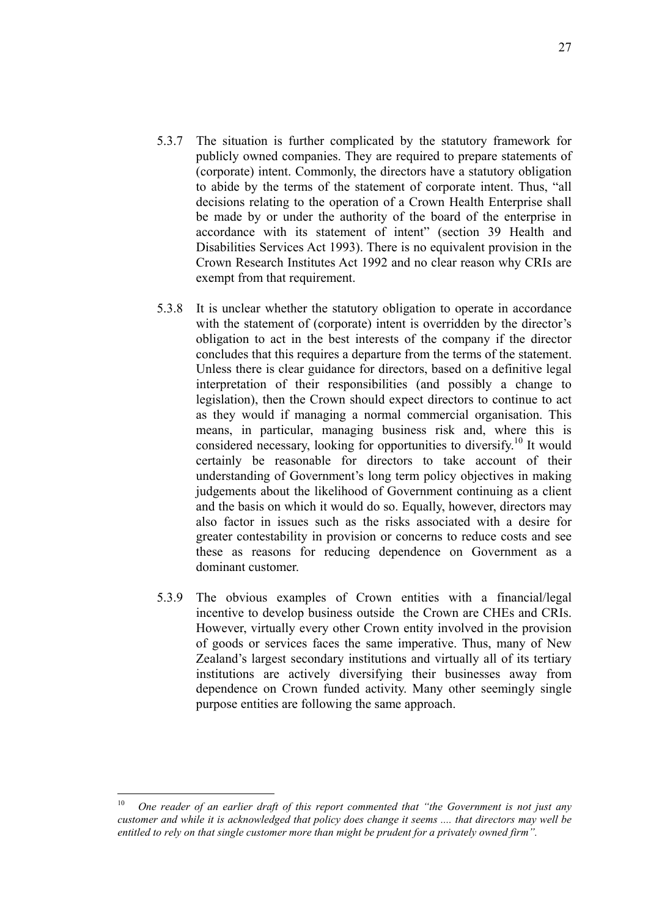5.3.7 The situation is further complicated by the statutory framework for publicly owned companies. They are required to prepare statements of (corporate) intent. Commonly, the directors have a statutory obligation to abide by the terms of the statement of corporate intent. Thus, "all decisions relating to the operation of a Crown Health Enterprise shall be made by or under the authority of the board of the enterprise in accordance with its statement of intent" (section 39 Health and Disabilities Services Act 1993). There is no equivalent provision in the Crown Research Institutes Act 1992 and no clear reason why CRIs are exempt from that requirement.

5.3.8 It is unclear whether the statutory obligation to operate in accordance with the statement of (corporate) intent is overridden by the director's obligation to act in the best interests of the company if the director concludes that this requires a departure from the terms of the statement. Unless there is clear guidance for directors, based on a definitive legal interpretation of their responsibilities (and possibly a change to legislation), then the Crown should expect directors to continue to act as they would if managing a normal commercial organisation. This means, in particular, managing business risk and, where this is considered necessary, looking for opportunities to diversify.[10] It would certainly be reasonable for directors to take account of their understanding of Government's long term policy objectives in making judgements about the likelihood of Government continuing as a client and the basis on which it would do so. Equally, however, directors may also factor in issues such as the risks associated with a desire for greater contestability in provision or concerns to reduce costs and see these as reasons for reducing dependence on Government as a dominant customer.

5.3.9 The obvious examples of Crown entities with a financial/legal incentive to develop business outside the Crown are CHEs and CRIs. However, virtually every other Crown entity involved in the provision of goods or services faces the same imperative. Thus, many of New Zealand's largest secondary institutions and virtually all of its tertiary institutions are actively diversifying their businesses away from dependence on Crown funded activity. Many other seemingly single purpose entities are following the same approach.

---

[10] *One reader of an earlier draft of this report commented that "the Government is not just any customer and while it is acknowledged that policy does change it seems .... that directors may well be entitled to rely on that single customer more than might be prudent for a privately owned firm".*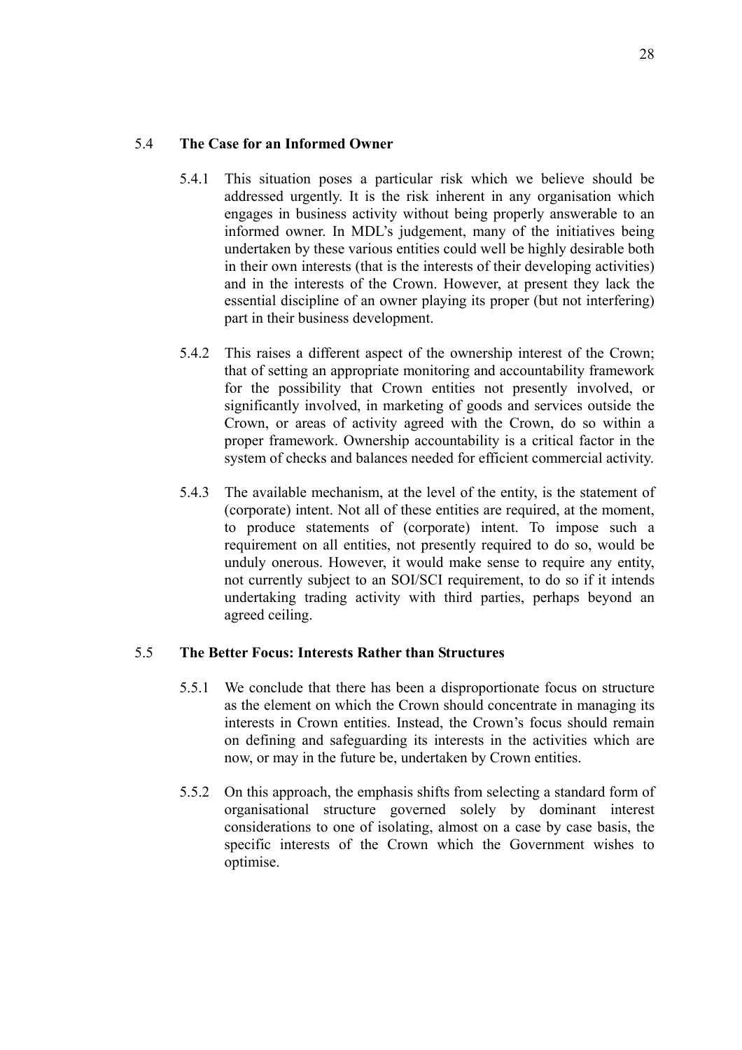### 5.4 The Case for an Informed Owner

5.4.1 This situation poses a particular risk which we believe should be addressed urgently. It is the risk inherent in any organisation which engages in business activity without being properly answerable to an informed owner. In MDL's judgement, many of the initiatives being undertaken by these various entities could well be highly desirable both in their own interests (that is the interests of their developing activities) and in the interests of the Crown. However, at present they lack the essential discipline of an owner playing its proper (but not interfering) part in their business development.

5.4.2 This raises a different aspect of the ownership interest of the Crown; that of setting an appropriate monitoring and accountability framework for the possibility that Crown entities not presently involved, or significantly involved, in marketing of goods and services outside the Crown, or areas of activity agreed with the Crown, do so within a proper framework. Ownership accountability is a critical factor in the system of checks and balances needed for efficient commercial activity.

5.4.3 The available mechanism, at the level of the entity, is the statement of (corporate) intent. Not all of these entities are required, at the moment, to produce statements of (corporate) intent. To impose such a requirement on all entities, not presently required to do so, would be unduly onerous. However, it would make sense to require any entity, not currently subject to an SOI/SCI requirement, to do so if it intends undertaking trading activity with third parties, perhaps beyond an agreed ceiling.

### 5.5 The Better Focus: Interests Rather than Structures

5.5.1 We conclude that there has been a disproportionate focus on structure as the element on which the Crown should concentrate in managing its interests in Crown entities. Instead, the Crown's focus should remain on defining and safeguarding its interests in the activities which are now, or may in the future be, undertaken by Crown entities.

5.5.2 On this approach, the emphasis shifts from selecting a standard form of organisational structure governed solely by dominant interest considerations to one of isolating, almost on a case by case basis, the specific interests of the Crown which the Government wishes to optimise.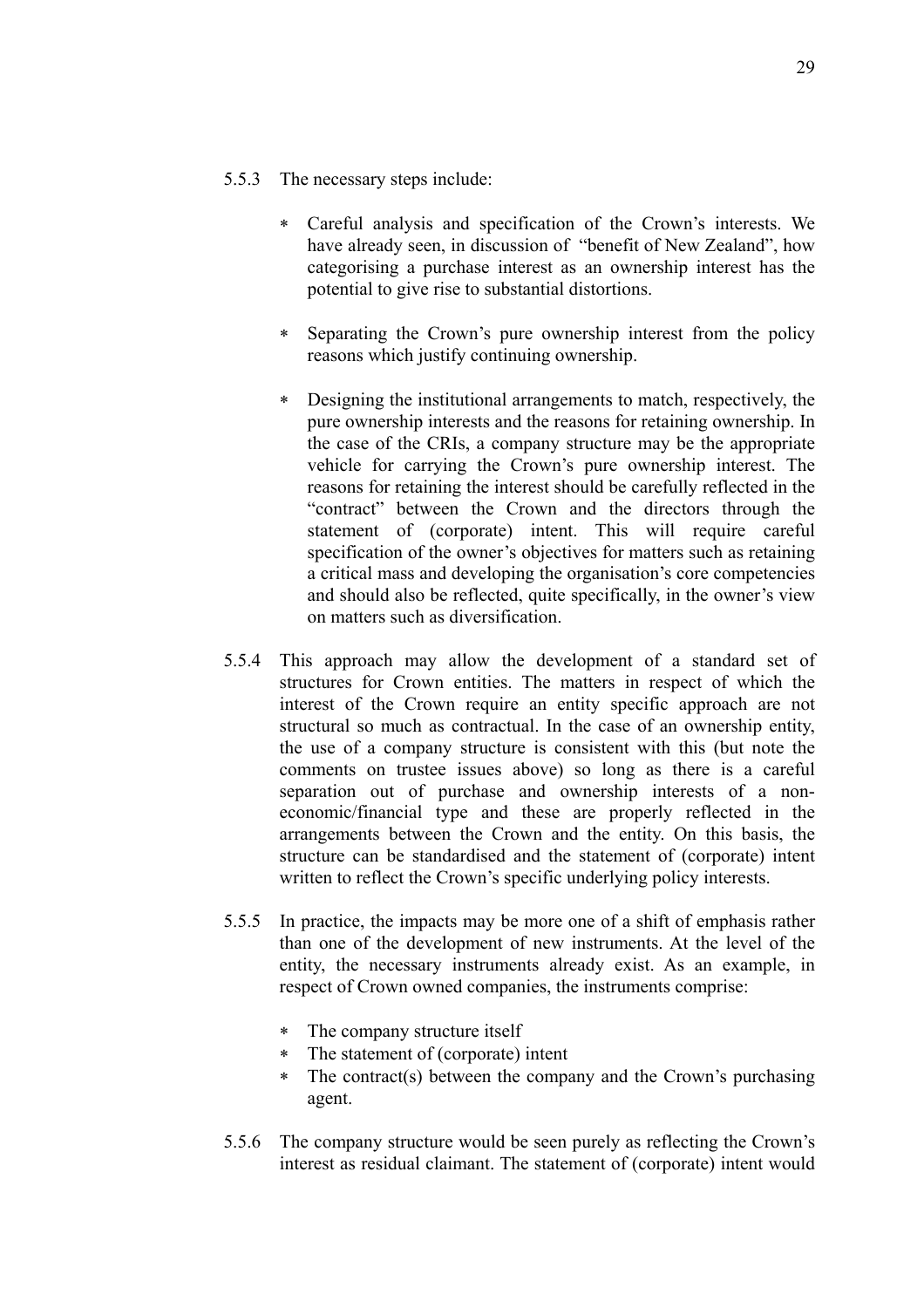5.5.3 The necessary steps include:

- Careful analysis and specification of the Crown's interests. We have already seen, in discussion of "benefit of New Zealand", how categorising a purchase interest as an ownership interest has the potential to give rise to substantial distortions.

- Separating the Crown's pure ownership interest from the policy reasons which justify continuing ownership.

- Designing the institutional arrangements to match, respectively, the pure ownership interests and the reasons for retaining ownership. In the case of the CRIs, a company structure may be the appropriate vehicle for carrying the Crown's pure ownership interest. The reasons for retaining the interest should be carefully reflected in the "contract" between the Crown and the directors through the statement of (corporate) intent. This will require careful specification of the owner's objectives for matters such as retaining a critical mass and developing the organisation's core competencies and should also be reflected, quite specifically, in the owner's view on matters such as diversification.

5.5.4 This approach may allow the development of a standard set of structures for Crown entities. The matters in respect of which the interest of the Crown require an entity specific approach are not structural so much as contractual. In the case of an ownership entity, the use of a company structure is consistent with this (but note the comments on trustee issues above) so long as there is a careful separation out of purchase and ownership interests of a non-economic/financial type and these are properly reflected in the arrangements between the Crown and the entity. On this basis, the structure can be standardised and the statement of (corporate) intent written to reflect the Crown's specific underlying policy interests.

5.5.5 In practice, the impacts may be more one of a shift of emphasis rather than one of the development of new instruments. At the level of the entity, the necessary instruments already exist. As an example, in respect of Crown owned companies, the instruments comprise:

- The company structure itself
- The statement of (corporate) intent
- The contract(s) between the company and the Crown's purchasing agent.

5.5.6 The company structure would be seen purely as reflecting the Crown's interest as residual claimant. The statement of (corporate) intent would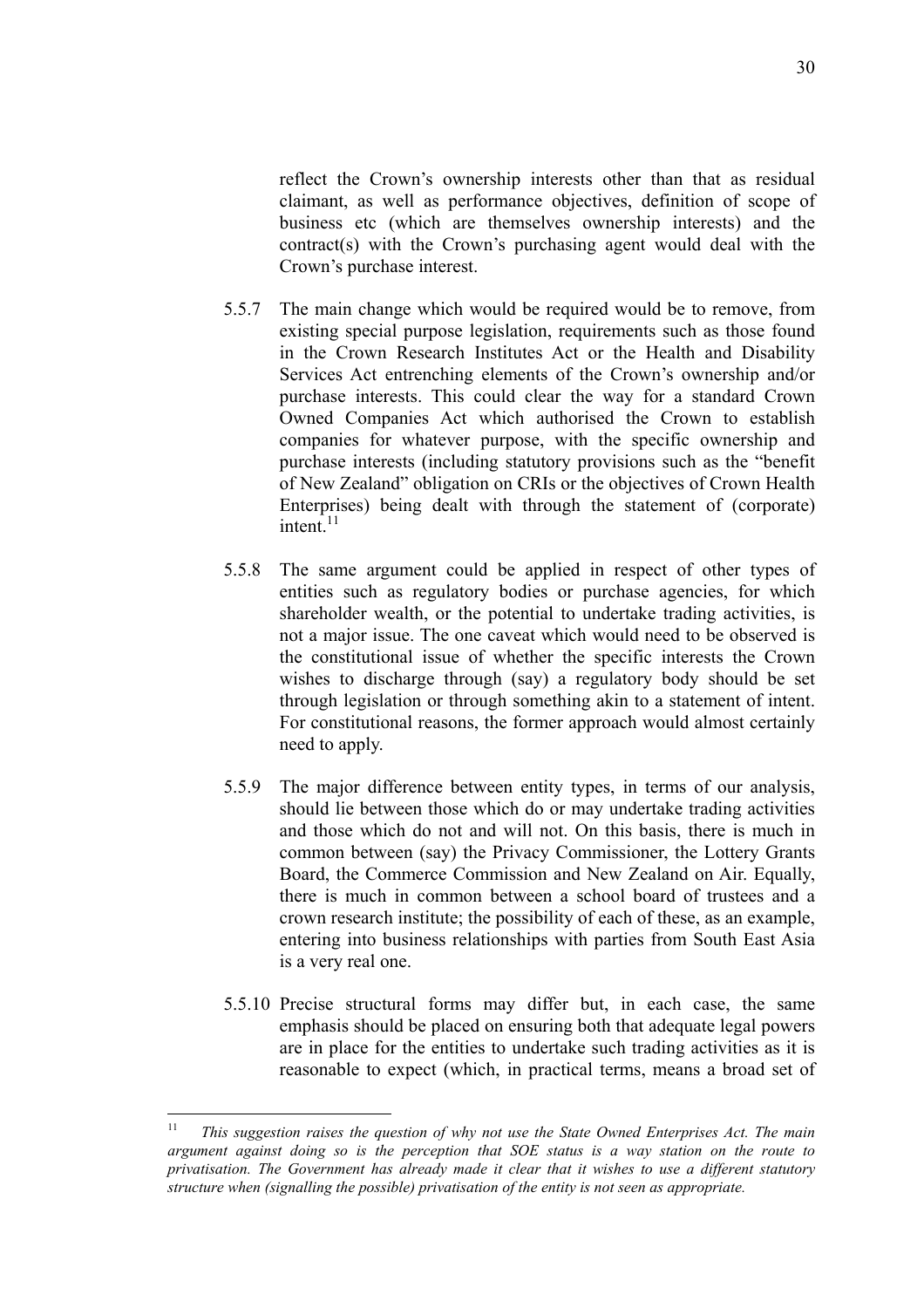reflect the Crown's ownership interests other than that as residual claimant, as well as performance objectives, definition of scope of business etc (which are themselves ownership interests) and the contract(s) with the Crown's purchasing agent would deal with the Crown's purchase interest.

5.5.7 The main change which would be required would be to remove, from existing special purpose legislation, requirements such as those found in the Crown Research Institutes Act or the Health and Disability Services Act entrenching elements of the Crown's ownership and/or purchase interests. This could clear the way for a standard Crown Owned Companies Act which authorised the Crown to establish companies for whatever purpose, with the specific ownership and purchase interests (including statutory provisions such as the "benefit of New Zealand" obligation on CRIs or the objectives of Crown Health Enterprises) being dealt with through the statement of (corporate) intent.[11]

5.5.8 The same argument could be applied in respect of other types of entities such as regulatory bodies or purchase agencies, for which shareholder wealth, or the potential to undertake trading activities, is not a major issue. The one caveat which would need to be observed is the constitutional issue of whether the specific interests the Crown wishes to discharge through (say) a regulatory body should be set through legislation or through something akin to a statement of intent. For constitutional reasons, the former approach would almost certainly need to apply.

5.5.9 The major difference between entity types, in terms of our analysis, should lie between those which do or may undertake trading activities and those which do not and will not. On this basis, there is much in common between (say) the Privacy Commissioner, the Lottery Grants Board, the Commerce Commission and New Zealand on Air. Equally, there is much in common between a school board of trustees and a crown research institute; the possibility of each of these, as an example, entering into business relationships with parties from South East Asia is a very real one.

5.5.10 Precise structural forms may differ but, in each case, the same emphasis should be placed on ensuring both that adequate legal powers are in place for the entities to undertake such trading activities as it is reasonable to expect (which, in practical terms, means a broad set of

---

[11] *This suggestion raises the question of why not use the State Owned Enterprises Act. The main argument against doing so is the perception that SOE status is a way station on the route to privatisation. The Government has already made it clear that it wishes to use a different statutory structure when (signalling the possible) privatisation of the entity is not seen as appropriate.*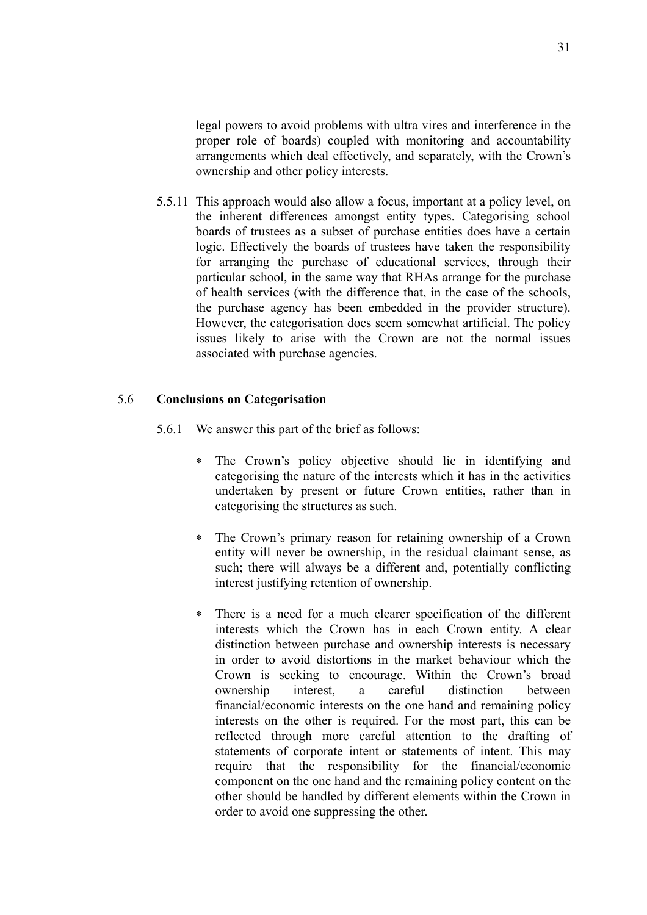legal powers to avoid problems with ultra vires and interference in the proper role of boards) coupled with monitoring and accountability arrangements which deal effectively, and separately, with the Crown's ownership and other policy interests.

5.5.11 This approach would also allow a focus, important at a policy level, on the inherent differences amongst entity types. Categorising school boards of trustees as a subset of purchase entities does have a certain logic. Effectively the boards of trustees have taken the responsibility for arranging the purchase of educational services, through their particular school, in the same way that RHAs arrange for the purchase of health services (with the difference that, in the case of the schools, the purchase agency has been embedded in the provider structure). However, the categorisation does seem somewhat artificial. The policy issues likely to arise with the Crown are not the normal issues associated with purchase agencies.

## 5.6 Conclusions on Categorisation

5.6.1 We answer this part of the brief as follows:

- The Crown's policy objective should lie in identifying and categorising the nature of the interests which it has in the activities undertaken by present or future Crown entities, rather than in categorising the structures as such.

- The Crown's primary reason for retaining ownership of a Crown entity will never be ownership, in the residual claimant sense, as such; there will always be a different and, potentially conflicting interest justifying retention of ownership.

- There is a need for a much clearer specification of the different interests which the Crown has in each Crown entity. A clear distinction between purchase and ownership interests is necessary in order to avoid distortions in the market behaviour which the Crown is seeking to encourage. Within the Crown's broad ownership interest, a careful distinction between financial/economic interests on the one hand and remaining policy interests on the other is required. For the most part, this can be reflected through more careful attention to the drafting of statements of corporate intent or statements of intent. This may require that the responsibility for the financial/economic component on the one hand and the remaining policy content on the other should be handled by different elements within the Crown in order to avoid one suppressing the other.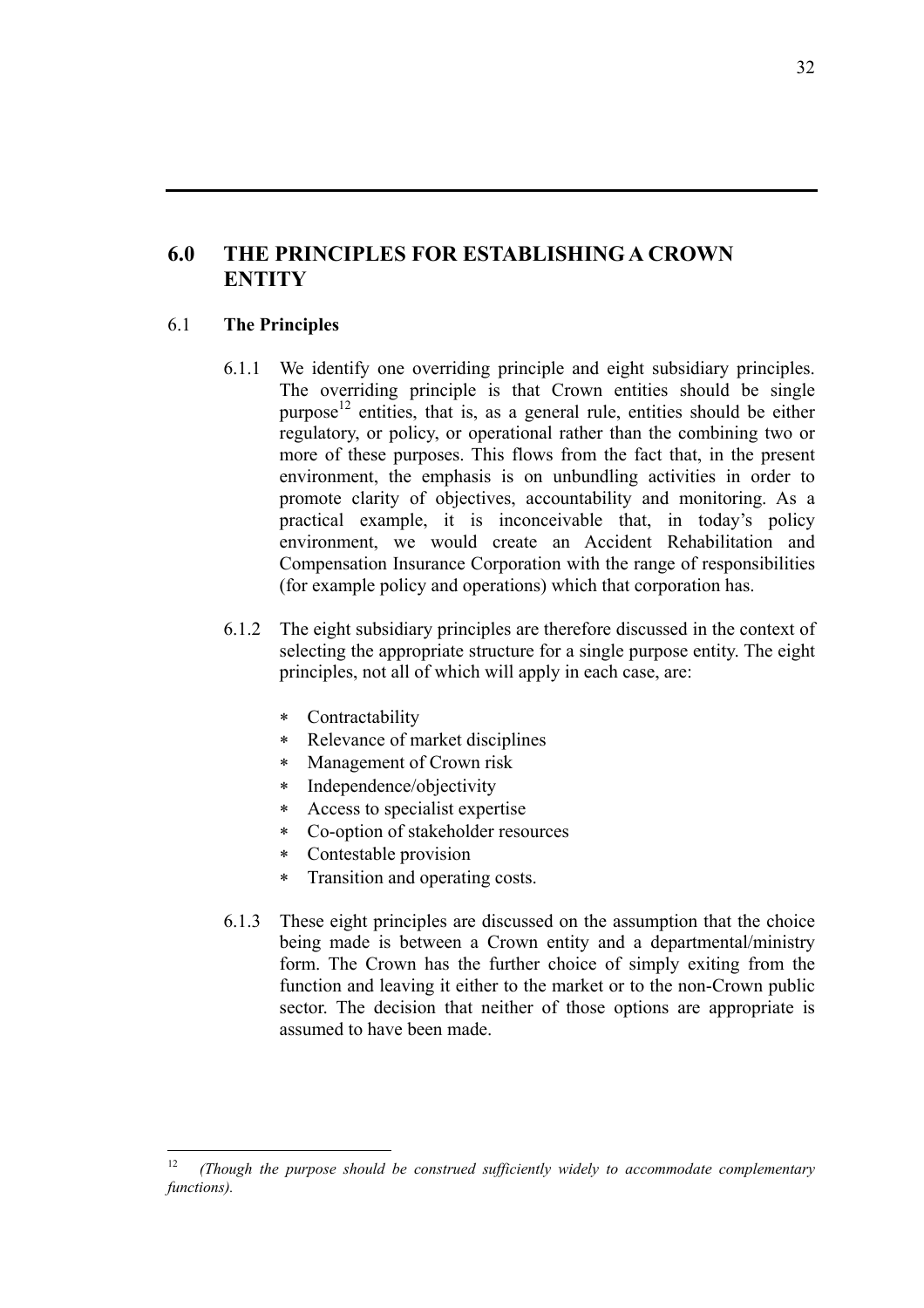## 6.0 THE PRINCIPLES FOR ESTABLISHING A CROWN ENTITY

### 6.1 **The Principles**

6.1.1 We identify one overriding principle and eight subsidiary principles. The overriding principle is that Crown entities should be single purpose[12] entities, that is, as a general rule, entities should be either regulatory, or policy, or operational rather than the combining two or more of these purposes. This flows from the fact that, in the present environment, the emphasis is on unbundling activities in order to promote clarity of objectives, accountability and monitoring. As a practical example, it is inconceivable that, in today's policy environment, we would create an Accident Rehabilitation and Compensation Insurance Corporation with the range of responsibilities (for example policy and operations) which that corporation has.

6.1.2 The eight subsidiary principles are therefore discussed in the context of selecting the appropriate structure for a single purpose entity. The eight principles, not all of which will apply in each case, are:

- Contractability
- Relevance of market disciplines
- Management of Crown risk
- Independence/objectivity
- Access to specialist expertise
- Co-option of stakeholder resources
- Contestable provision
- Transition and operating costs.

6.1.3 These eight principles are discussed on the assumption that the choice being made is between a Crown entity and a departmental/ministry form. The Crown has the further choice of simply exiting from the function and leaving it either to the market or to the non-Crown public sector. The decision that neither of those options are appropriate is assumed to have been made.

---

[12] *(Though the purpose should be construed sufficiently widely to accommodate complementary functions).*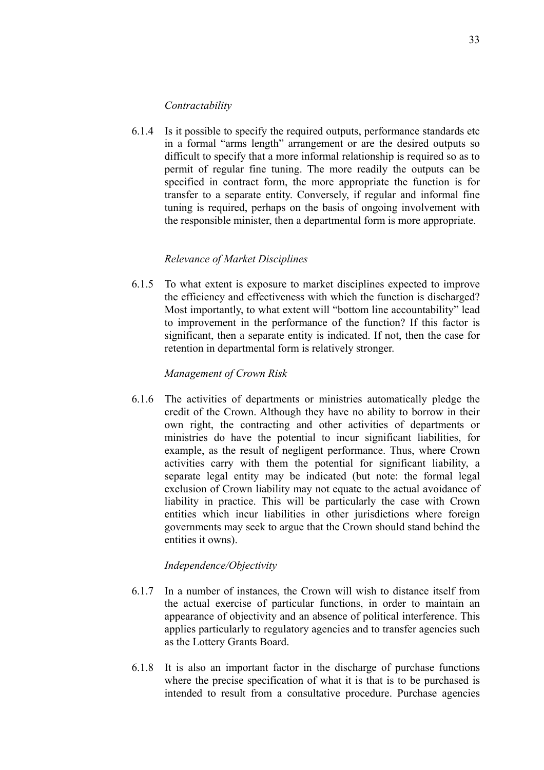*Contractability*

6.1.4 Is it possible to specify the required outputs, performance standards etc in a formal "arms length" arrangement or are the desired outputs so difficult to specify that a more informal relationship is required so as to permit of regular fine tuning. The more readily the outputs can be specified in contract form, the more appropriate the function is for transfer to a separate entity. Conversely, if regular and informal fine tuning is required, perhaps on the basis of ongoing involvement with the responsible minister, then a departmental form is more appropriate.

*Relevance of Market Disciplines*

6.1.5 To what extent is exposure to market disciplines expected to improve the efficiency and effectiveness with which the function is discharged? Most importantly, to what extent will "bottom line accountability" lead to improvement in the performance of the function? If this factor is significant, then a separate entity is indicated. If not, then the case for retention in departmental form is relatively stronger.

*Management of Crown Risk*

6.1.6 The activities of departments or ministries automatically pledge the credit of the Crown. Although they have no ability to borrow in their own right, the contracting and other activities of departments or ministries do have the potential to incur significant liabilities, for example, as the result of negligent performance. Thus, where Crown activities carry with them the potential for significant liability, a separate legal entity may be indicated (but note: the formal legal exclusion of Crown liability may not equate to the actual avoidance of liability in practice. This will be particularly the case with Crown entities which incur liabilities in other jurisdictions where foreign governments may seek to argue that the Crown should stand behind the entities it owns).

*Independence/Objectivity*

6.1.7 In a number of instances, the Crown will wish to distance itself from the actual exercise of particular functions, in order to maintain an appearance of objectivity and an absence of political interference. This applies particularly to regulatory agencies and to transfer agencies such as the Lottery Grants Board.

6.1.8 It is also an important factor in the discharge of purchase functions where the precise specification of what it is that is to be purchased is intended to result from a consultative procedure. Purchase agencies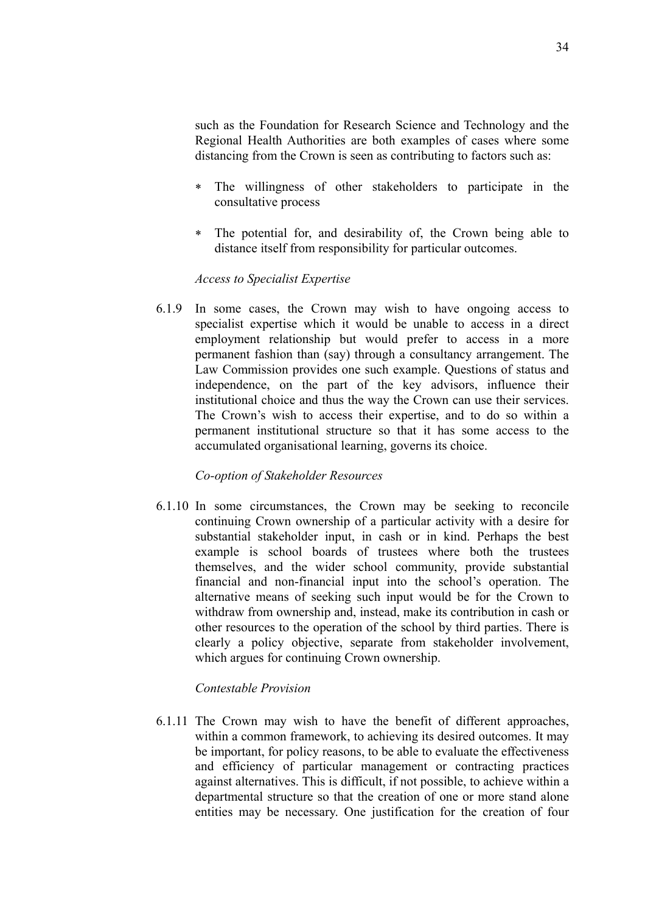such as the Foundation for Research Science and Technology and the Regional Health Authorities are both examples of cases where some distancing from the Crown is seen as contributing to factors such as:

* The willingness of other stakeholders to participate in the consultative process
* The potential for, and desirability of, the Crown being able to distance itself from responsibility for particular outcomes.

*Access to Specialist Expertise*

6.1.9 In some cases, the Crown may wish to have ongoing access to specialist expertise which it would be unable to access in a direct employment relationship but would prefer to access in a more permanent fashion than (say) through a consultancy arrangement. The Law Commission provides one such example. Questions of status and independence, on the part of the key advisors, influence their institutional choice and thus the way the Crown can use their services. The Crown's wish to access their expertise, and to do so within a permanent institutional structure so that it has some access to the accumulated organisational learning, governs its choice.

*Co-option of Stakeholder Resources*

6.1.10 In some circumstances, the Crown may be seeking to reconcile continuing Crown ownership of a particular activity with a desire for substantial stakeholder input, in cash or in kind. Perhaps the best example is school boards of trustees where both the trustees themselves, and the wider school community, provide substantial financial and non-financial input into the school's operation. The alternative means of seeking such input would be for the Crown to withdraw from ownership and, instead, make its contribution in cash or other resources to the operation of the school by third parties. There is clearly a policy objective, separate from stakeholder involvement, which argues for continuing Crown ownership.

*Contestable Provision*

6.1.11 The Crown may wish to have the benefit of different approaches, within a common framework, to achieving its desired outcomes. It may be important, for policy reasons, to be able to evaluate the effectiveness and efficiency of particular management or contracting practices against alternatives. This is difficult, if not possible, to achieve within a departmental structure so that the creation of one or more stand alone entities may be necessary. One justification for the creation of four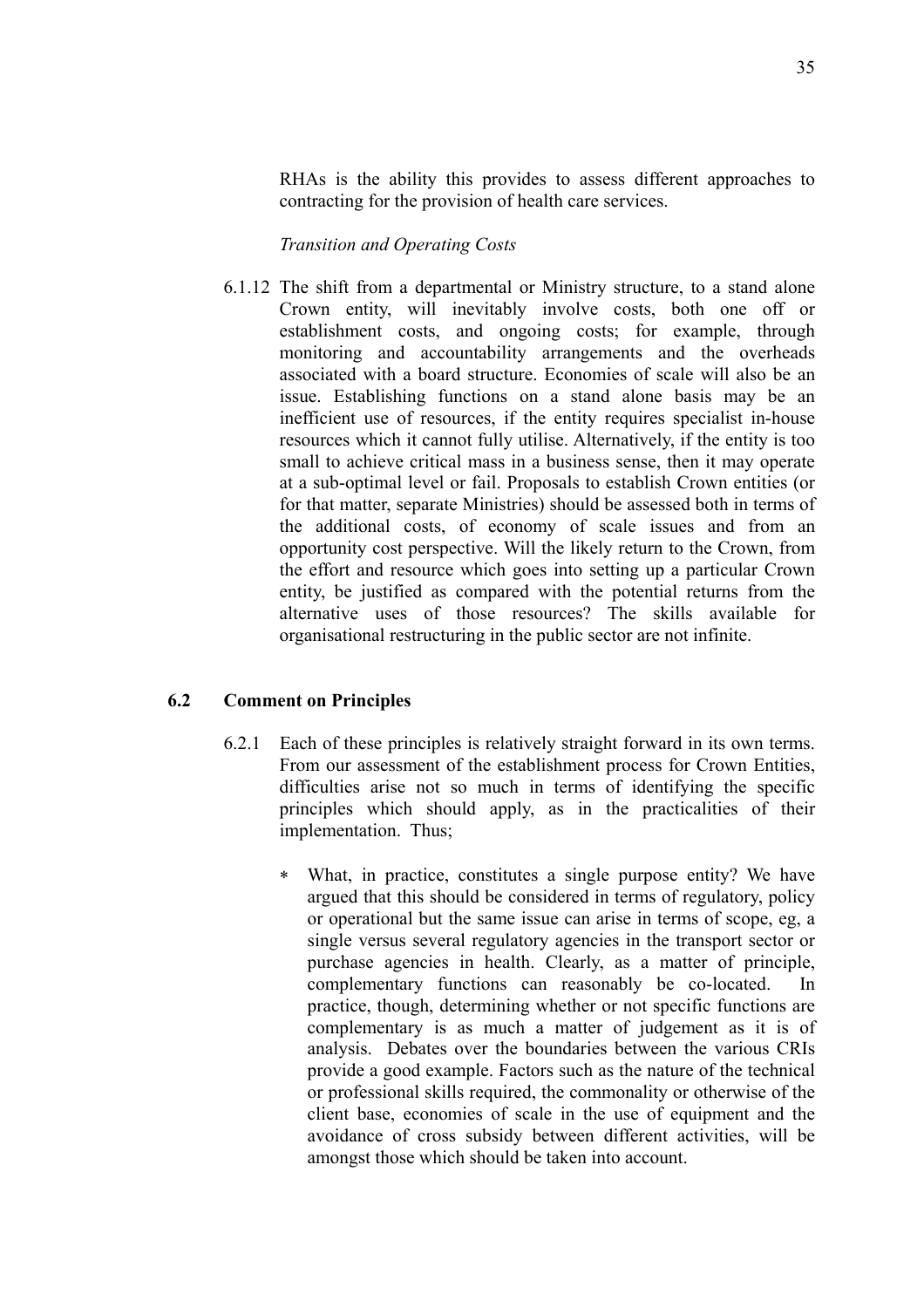RHAs is the ability this provides to assess different approaches to contracting for the provision of health care services.

*Transition and Operating Costs*

6.1.12 The shift from a departmental or Ministry structure, to a stand alone Crown entity, will inevitably involve costs, both one off or establishment costs, and ongoing costs; for example, through monitoring and accountability arrangements and the overheads associated with a board structure. Economies of scale will also be an issue. Establishing functions on a stand alone basis may be an inefficient use of resources, if the entity requires specialist in-house resources which it cannot fully utilise. Alternatively, if the entity is too small to achieve critical mass in a business sense, then it may operate at a sub-optimal level or fail. Proposals to establish Crown entities (or for that matter, separate Ministries) should be assessed both in terms of the additional costs, of economy of scale issues and from an opportunity cost perspective. Will the likely return to the Crown, from the effort and resource which goes into setting up a particular Crown entity, be justified as compared with the potential returns from the alternative uses of those resources? The skills available for organisational restructuring in the public sector are not infinite.

## 6.2 Comment on Principles

6.2.1 Each of these principles is relatively straight forward in its own terms. From our assessment of the establishment process for Crown Entities, difficulties arise not so much in terms of identifying the specific principles which should apply, as in the practicalities of their implementation. Thus;

* What, in practice, constitutes a single purpose entity? We have argued that this should be considered in terms of regulatory, policy or operational but the same issue can arise in terms of scope, eg, a single versus several regulatory agencies in the transport sector or purchase agencies in health. Clearly, as a matter of principle, complementary functions can reasonably be co-located. In practice, though, determining whether or not specific functions are complementary is as much a matter of judgement as it is of analysis. Debates over the boundaries between the various CRIs provide a good example. Factors such as the nature of the technical or professional skills required, the commonality or otherwise of the client base, economies of scale in the use of equipment and the avoidance of cross subsidy between different activities, will be amongst those which should be taken into account.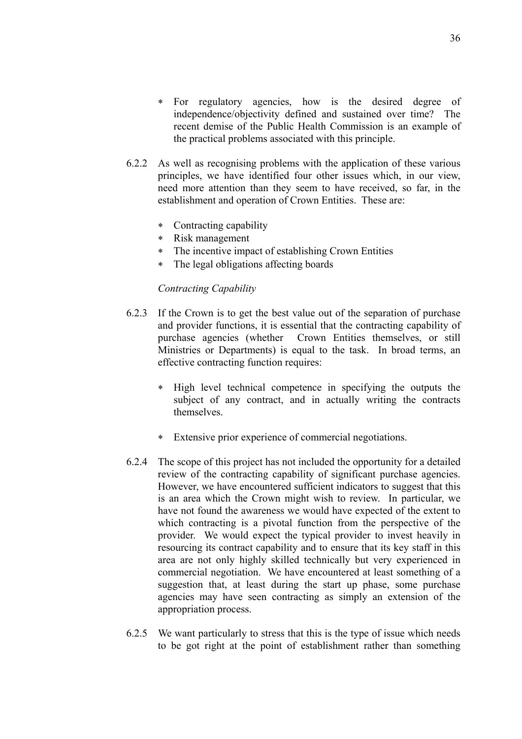- For regulatory agencies, how is the desired degree of independence/objectivity defined and sustained over time? The recent demise of the Public Health Commission is an example of the practical problems associated with this principle.

6.2.2 As well as recognising problems with the application of these various principles, we have identified four other issues which, in our view, need more attention than they seem to have received, so far, in the establishment and operation of Crown Entities. These are:

- Contracting capability
- Risk management
- The incentive impact of establishing Crown Entities
- The legal obligations affecting boards

*Contracting Capability*

6.2.3 If the Crown is to get the best value out of the separation of purchase and provider functions, it is essential that the contracting capability of purchase agencies (whether Crown Entities themselves, or still Ministries or Departments) is equal to the task. In broad terms, an effective contracting function requires:

- High level technical competence in specifying the outputs the subject of any contract, and in actually writing the contracts themselves.
- Extensive prior experience of commercial negotiations.

6.2.4 The scope of this project has not included the opportunity for a detailed review of the contracting capability of significant purchase agencies. However, we have encountered sufficient indicators to suggest that this is an area which the Crown might wish to review. In particular, we have not found the awareness we would have expected of the extent to which contracting is a pivotal function from the perspective of the provider. We would expect the typical provider to invest heavily in resourcing its contract capability and to ensure that its key staff in this area are not only highly skilled technically but very experienced in commercial negotiation. We have encountered at least something of a suggestion that, at least during the start up phase, some purchase agencies may have seen contracting as simply an extension of the appropriation process.

6.2.5 We want particularly to stress that this is the type of issue which needs to be got right at the point of establishment rather than something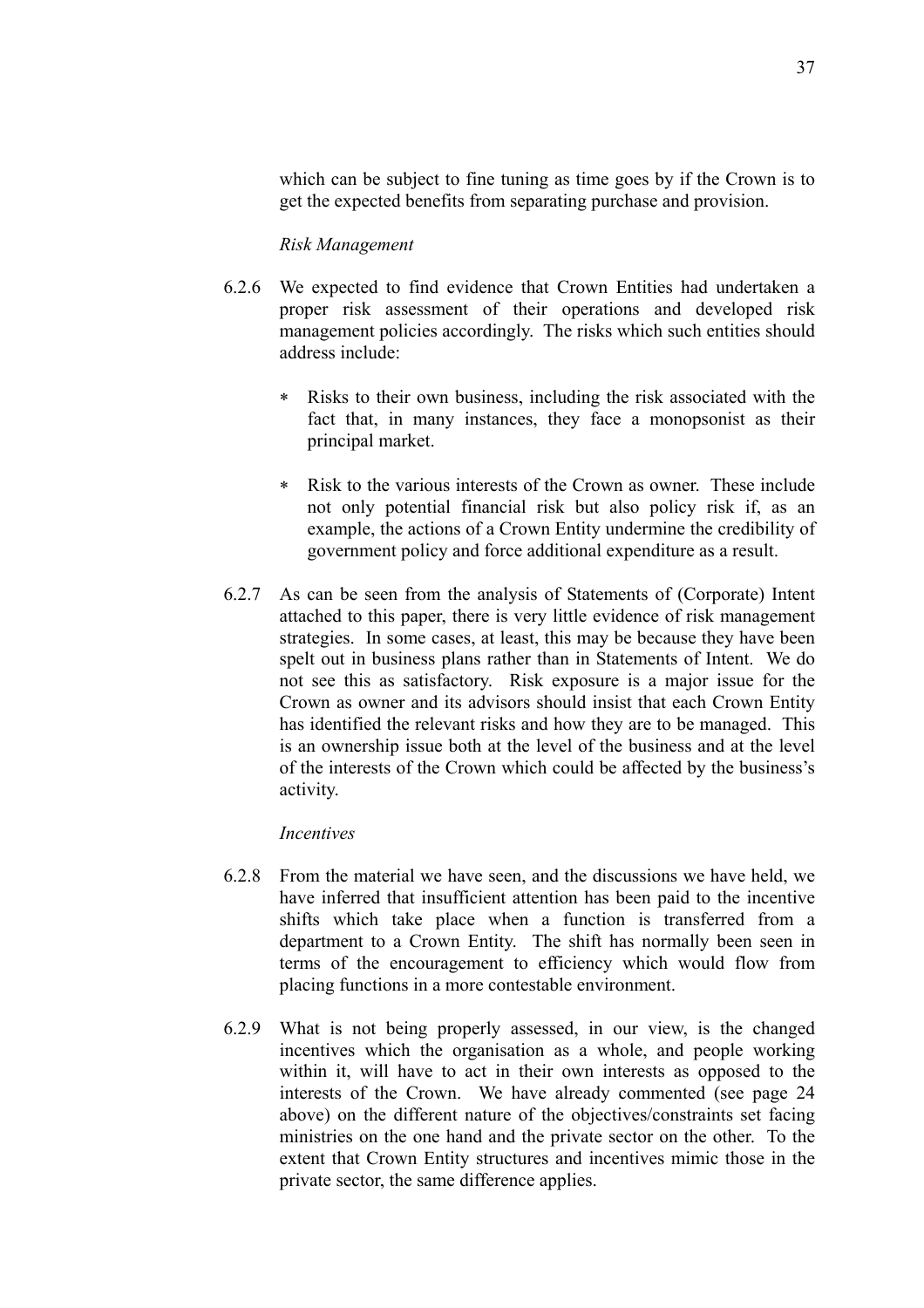which can be subject to fine tuning as time goes by if the Crown is to get the expected benefits from separating purchase and provision.

*Risk Management*

6.2.6 We expected to find evidence that Crown Entities had undertaken a proper risk assessment of their operations and developed risk management policies accordingly. The risks which such entities should address include:

- Risks to their own business, including the risk associated with the fact that, in many instances, they face a monopsonist as their principal market.

- Risk to the various interests of the Crown as owner. These include not only potential financial risk but also policy risk if, as an example, the actions of a Crown Entity undermine the credibility of government policy and force additional expenditure as a result.

6.2.7 As can be seen from the analysis of Statements of (Corporate) Intent attached to this paper, there is very little evidence of risk management strategies. In some cases, at least, this may be because they have been spelt out in business plans rather than in Statements of Intent. We do not see this as satisfactory. Risk exposure is a major issue for the Crown as owner and its advisors should insist that each Crown Entity has identified the relevant risks and how they are to be managed. This is an ownership issue both at the level of the business and at the level of the interests of the Crown which could be affected by the business's activity.

*Incentives*

6.2.8 From the material we have seen, and the discussions we have held, we have inferred that insufficient attention has been paid to the incentive shifts which take place when a function is transferred from a department to a Crown Entity. The shift has normally been seen in terms of the encouragement to efficiency which would flow from placing functions in a more contestable environment.

6.2.9 What is not being properly assessed, in our view, is the changed incentives which the organisation as a whole, and people working within it, will have to act in their own interests as opposed to the interests of the Crown. We have already commented (see page 24 above) on the different nature of the objectives/constraints set facing ministries on the one hand and the private sector on the other. To the extent that Crown Entity structures and incentives mimic those in the private sector, the same difference applies.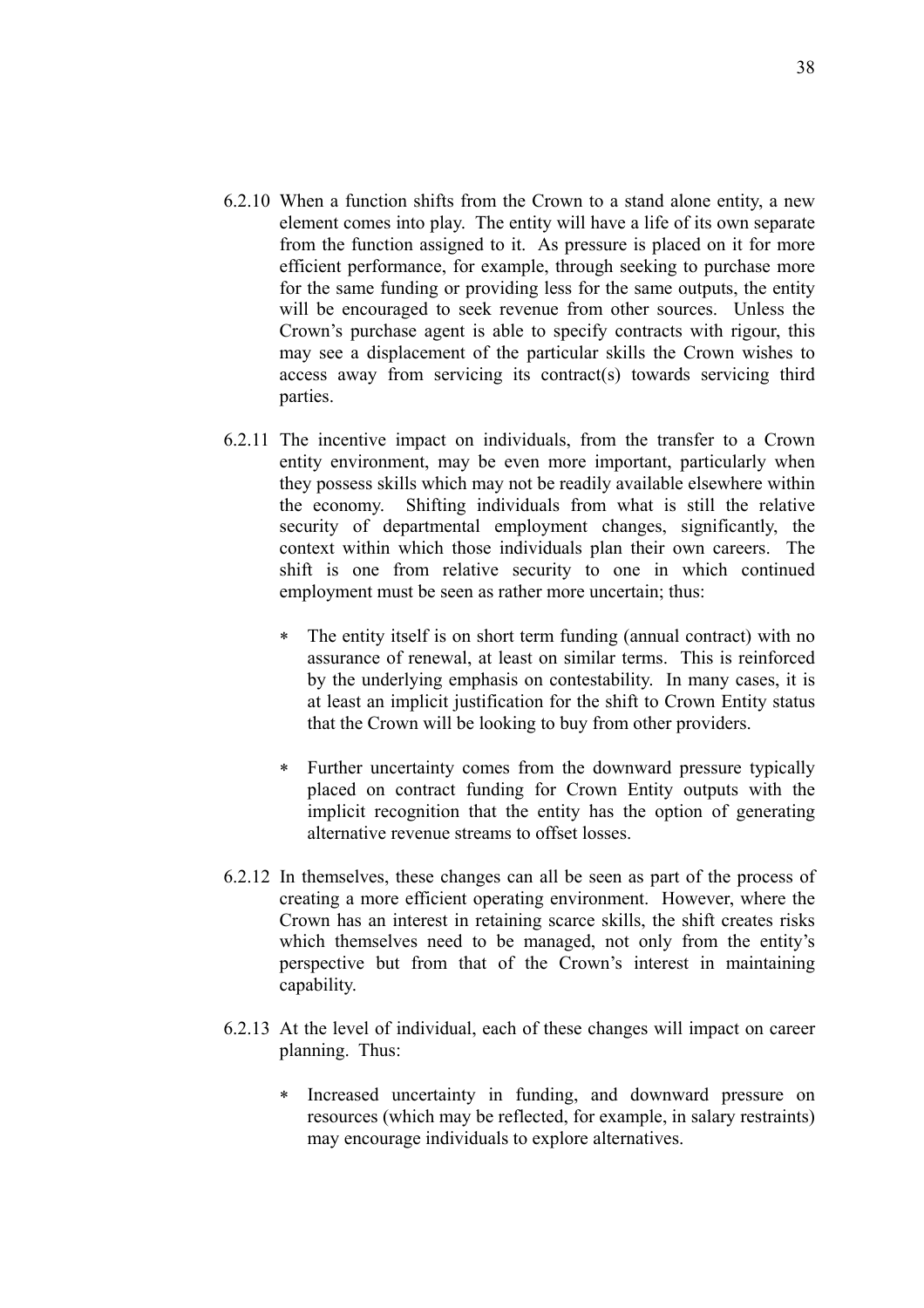6.2.10 When a function shifts from the Crown to a stand alone entity, a new element comes into play. The entity will have a life of its own separate from the function assigned to it. As pressure is placed on it for more efficient performance, for example, through seeking to purchase more for the same funding or providing less for the same outputs, the entity will be encouraged to seek revenue from other sources. Unless the Crown's purchase agent is able to specify contracts with rigour, this may see a displacement of the particular skills the Crown wishes to access away from servicing its contract(s) towards servicing third parties.

6.2.11 The incentive impact on individuals, from the transfer to a Crown entity environment, may be even more important, particularly when they possess skills which may not be readily available elsewhere within the economy. Shifting individuals from what is still the relative security of departmental employment changes, significantly, the context within which those individuals plan their own careers. The shift is one from relative security to one in which continued employment must be seen as rather more uncertain; thus:

- The entity itself is on short term funding (annual contract) with no assurance of renewal, at least on similar terms. This is reinforced by the underlying emphasis on contestability. In many cases, it is at least an implicit justification for the shift to Crown Entity status that the Crown will be looking to buy from other providers.
- Further uncertainty comes from the downward pressure typically placed on contract funding for Crown Entity outputs with the implicit recognition that the entity has the option of generating alternative revenue streams to offset losses.

6.2.12 In themselves, these changes can all be seen as part of the process of creating a more efficient operating environment. However, where the Crown has an interest in retaining scarce skills, the shift creates risks which themselves need to be managed, not only from the entity's perspective but from that of the Crown's interest in maintaining capability.

6.2.13 At the level of individual, each of these changes will impact on career planning. Thus:

- Increased uncertainty in funding, and downward pressure on resources (which may be reflected, for example, in salary restraints) may encourage individuals to explore alternatives.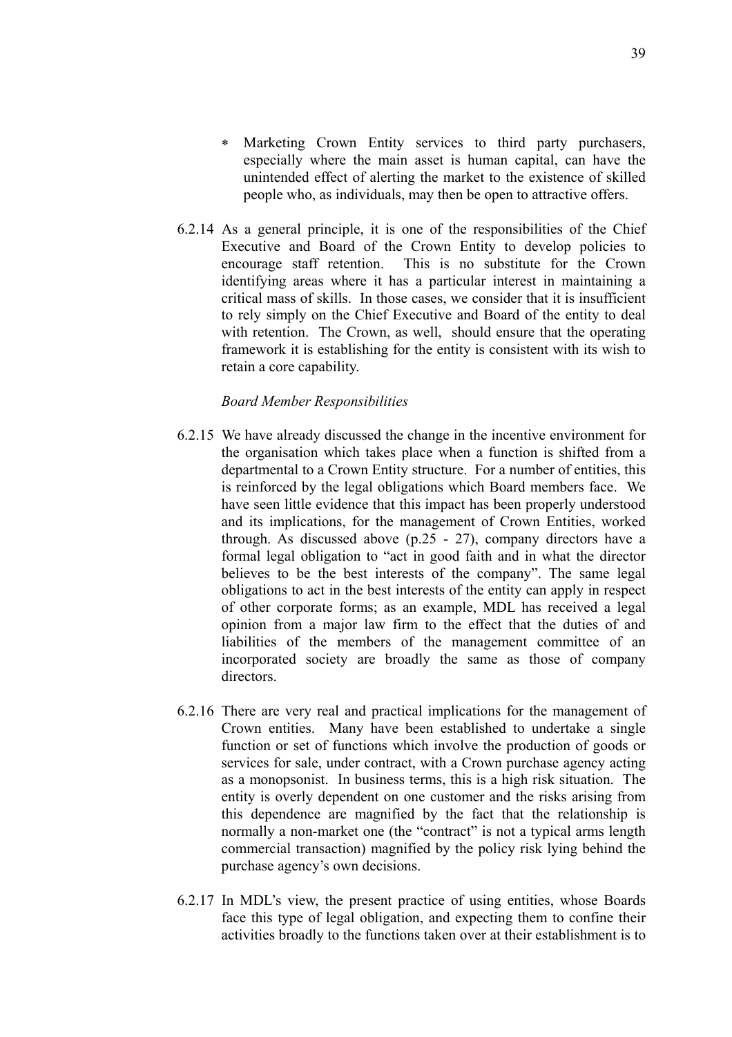- Marketing Crown Entity services to third party purchasers, especially where the main asset is human capital, can have the unintended effect of alerting the market to the existence of skilled people who, as individuals, may then be open to attractive offers.

6.2.14 As a general principle, it is one of the responsibilities of the Chief Executive and Board of the Crown Entity to develop policies to encourage staff retention. This is no substitute for the Crown identifying areas where it has a particular interest in maintaining a critical mass of skills. In those cases, we consider that it is insufficient to rely simply on the Chief Executive and Board of the entity to deal with retention. The Crown, as well, should ensure that the operating framework it is establishing for the entity is consistent with its wish to retain a core capability.

*Board Member Responsibilities*

6.2.15 We have already discussed the change in the incentive environment for the organisation which takes place when a function is shifted from a departmental to a Crown Entity structure. For a number of entities, this is reinforced by the legal obligations which Board members face. We have seen little evidence that this impact has been properly understood and its implications, for the management of Crown Entities, worked through. As discussed above (p.25 - 27), company directors have a formal legal obligation to "act in good faith and in what the director believes to be the best interests of the company". The same legal obligations to act in the best interests of the entity can apply in respect of other corporate forms; as an example, MDL has received a legal opinion from a major law firm to the effect that the duties of and liabilities of the members of the management committee of an incorporated society are broadly the same as those of company directors.

6.2.16 There are very real and practical implications for the management of Crown entities. Many have been established to undertake a single function or set of functions which involve the production of goods or services for sale, under contract, with a Crown purchase agency acting as a monopsonist. In business terms, this is a high risk situation. The entity is overly dependent on one customer and the risks arising from this dependence are magnified by the fact that the relationship is normally a non-market one (the "contract" is not a typical arms length commercial transaction) magnified by the policy risk lying behind the purchase agency's own decisions.

6.2.17 In MDL's view, the present practice of using entities, whose Boards face this type of legal obligation, and expecting them to confine their activities broadly to the functions taken over at their establishment is to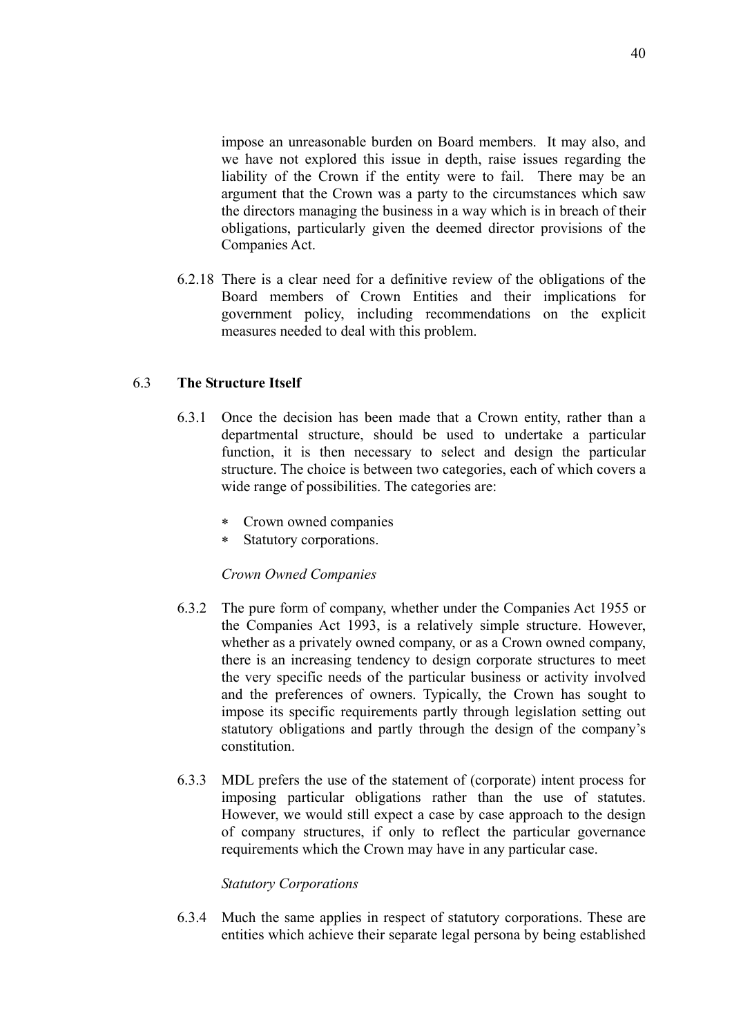impose an unreasonable burden on Board members. It may also, and we have not explored this issue in depth, raise issues regarding the liability of the Crown if the entity were to fail. There may be an argument that the Crown was a party to the circumstances which saw the directors managing the business in a way which is in breach of their obligations, particularly given the deemed director provisions of the Companies Act.

6.2.18 There is a clear need for a definitive review of the obligations of the Board members of Crown Entities and their implications for government policy, including recommendations on the explicit measures needed to deal with this problem.

## 6.3 The Structure Itself

6.3.1 Once the decision has been made that a Crown entity, rather than a departmental structure, should be used to undertake a particular function, it is then necessary to select and design the particular structure. The choice is between two categories, each of which covers a wide range of possibilities. The categories are:

- Crown owned companies
- Statutory corporations.

*Crown Owned Companies*

6.3.2 The pure form of company, whether under the Companies Act 1955 or the Companies Act 1993, is a relatively simple structure. However, whether as a privately owned company, or as a Crown owned company, there is an increasing tendency to design corporate structures to meet the very specific needs of the particular business or activity involved and the preferences of owners. Typically, the Crown has sought to impose its specific requirements partly through legislation setting out statutory obligations and partly through the design of the company's constitution.

6.3.3 MDL prefers the use of the statement of (corporate) intent process for imposing particular obligations rather than the use of statutes. However, we would still expect a case by case approach to the design of company structures, if only to reflect the particular governance requirements which the Crown may have in any particular case.

*Statutory Corporations*

6.3.4 Much the same applies in respect of statutory corporations. These are entities which achieve their separate legal persona by being established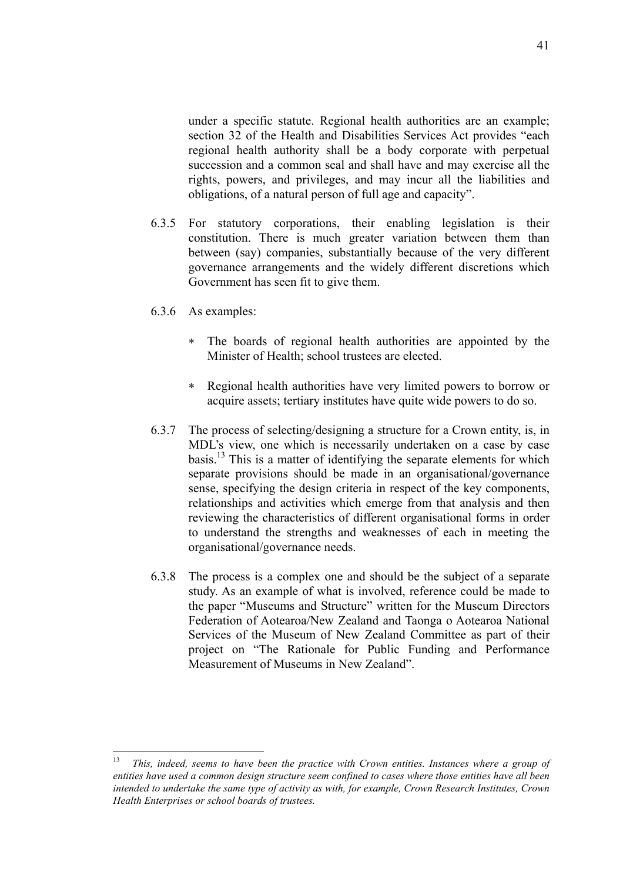under a specific statute. Regional health authorities are an example; section 32 of the Health and Disabilities Services Act provides "each regional health authority shall be a body corporate with perpetual succession and a common seal and shall have and may exercise all the rights, powers, and privileges, and may incur all the liabilities and obligations, of a natural person of full age and capacity".

6.3.5 For statutory corporations, their enabling legislation is their constitution. There is much greater variation between them than between (say) companies, substantially because of the very different governance arrangements and the widely different discretions which Government has seen fit to give them.

6.3.6 As examples:

- The boards of regional health authorities are appointed by the Minister of Health; school trustees are elected.

- Regional health authorities have very limited powers to borrow or acquire assets; tertiary institutes have quite wide powers to do so.

6.3.7 The process of selecting/designing a structure for a Crown entity, is, in MDL's view, one which is necessarily undertaken on a case by case basis.[13] This is a matter of identifying the separate elements for which separate provisions should be made in an organisational/governance sense, specifying the design criteria in respect of the key components, relationships and activities which emerge from that analysis and then reviewing the characteristics of different organisational forms in order to understand the strengths and weaknesses of each in meeting the organisational/governance needs.

6.3.8 The process is a complex one and should be the subject of a separate study. As an example of what is involved, reference could be made to the paper "Museums and Structure" written for the Museum Directors Federation of Aotearoa/New Zealand and Taonga o Aotearoa National Services of the Museum of New Zealand Committee as part of their project on "The Rationale for Public Funding and Performance Measurement of Museums in New Zealand".

---

[13] *This, indeed, seems to have been the practice with Crown entities. Instances where a group of entities have used a common design structure seem confined to cases where those entities have all been intended to undertake the same type of activity as with, for example, Crown Research Institutes, Crown Health Enterprises or school boards of trustees.*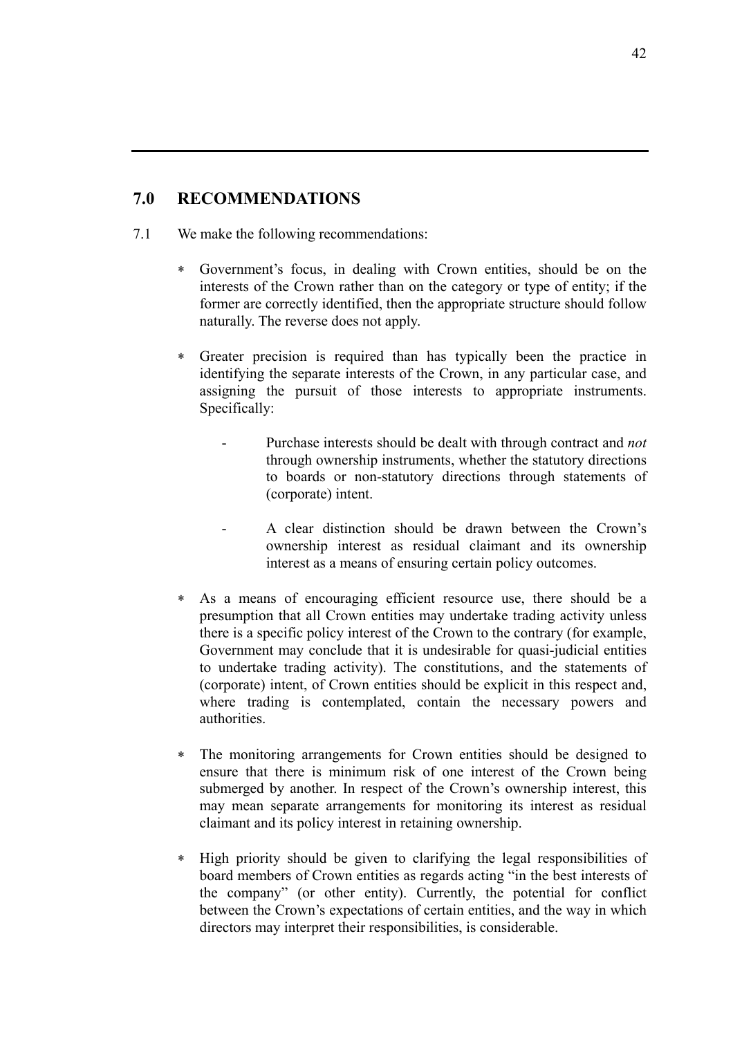## 7.0 RECOMMENDATIONS

7.1 We make the following recommendations:

* Government's focus, in dealing with Crown entities, should be on the interests of the Crown rather than on the category or type of entity; if the former are correctly identified, then the appropriate structure should follow naturally. The reverse does not apply.

* Greater precision is required than has typically been the practice in identifying the separate interests of the Crown, in any particular case, and assigning the pursuit of those interests to appropriate instruments. Specifically:

    - Purchase interests should be dealt with through contract and *not* through ownership instruments, whether the statutory directions to boards or non-statutory directions through statements of (corporate) intent.

    - A clear distinction should be drawn between the Crown's ownership interest as residual claimant and its ownership interest as a means of ensuring certain policy outcomes.

* As a means of encouraging efficient resource use, there should be a presumption that all Crown entities may undertake trading activity unless there is a specific policy interest of the Crown to the contrary (for example, Government may conclude that it is undesirable for quasi-judicial entities to undertake trading activity). The constitutions, and the statements of (corporate) intent, of Crown entities should be explicit in this respect and, where trading is contemplated, contain the necessary powers and authorities.

* The monitoring arrangements for Crown entities should be designed to ensure that there is minimum risk of one interest of the Crown being submerged by another. In respect of the Crown's ownership interest, this may mean separate arrangements for monitoring its interest as residual claimant and its policy interest in retaining ownership.

* High priority should be given to clarifying the legal responsibilities of board members of Crown entities as regards acting "in the best interests of the company" (or other entity). Currently, the potential for conflict between the Crown's expectations of certain entities, and the way in which directors may interpret their responsibilities, is considerable.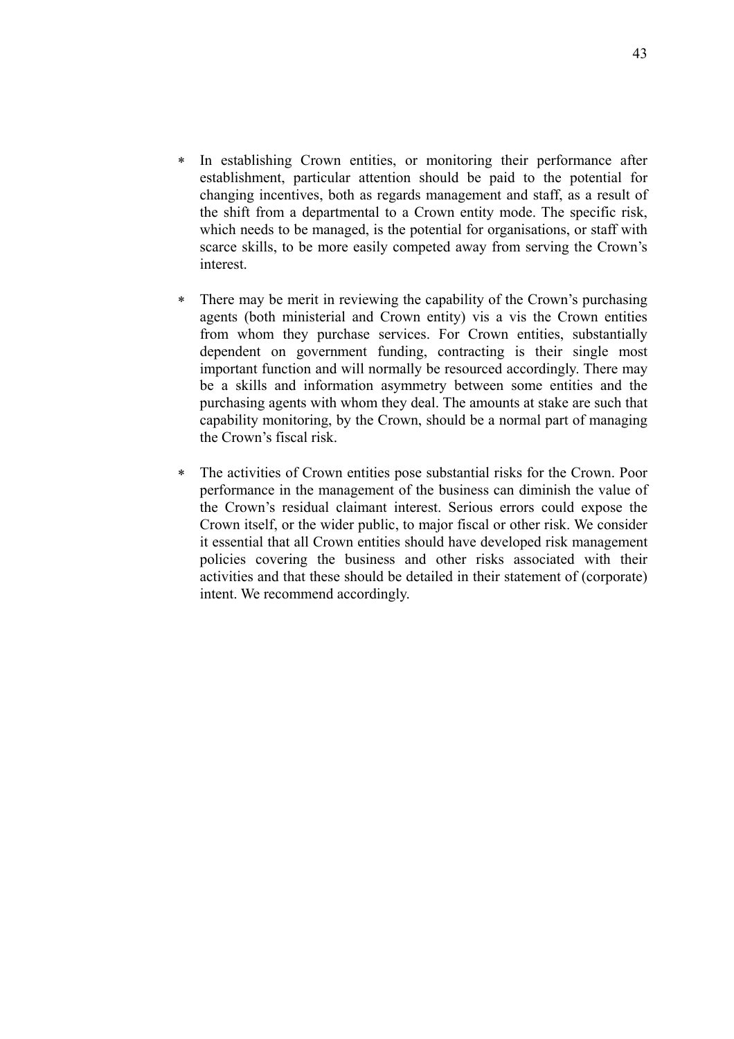* In establishing Crown entities, or monitoring their performance after establishment, particular attention should be paid to the potential for changing incentives, both as regards management and staff, as a result of the shift from a departmental to a Crown entity mode. The specific risk, which needs to be managed, is the potential for organisations, or staff with scarce skills, to be more easily competed away from serving the Crown's interest.

* There may be merit in reviewing the capability of the Crown's purchasing agents (both ministerial and Crown entity) vis a vis the Crown entities from whom they purchase services. For Crown entities, substantially dependent on government funding, contracting is their single most important function and will normally be resourced accordingly. There may be a skills and information asymmetry between some entities and the purchasing agents with whom they deal. The amounts at stake are such that capability monitoring, by the Crown, should be a normal part of managing the Crown's fiscal risk.

* The activities of Crown entities pose substantial risks for the Crown. Poor performance in the management of the business can diminish the value of the Crown's residual claimant interest. Serious errors could expose the Crown itself, or the wider public, to major fiscal or other risk. We consider it essential that all Crown entities should have developed risk management policies covering the business and other risks associated with their activities and that these should be detailed in their statement of (corporate) intent. We recommend accordingly.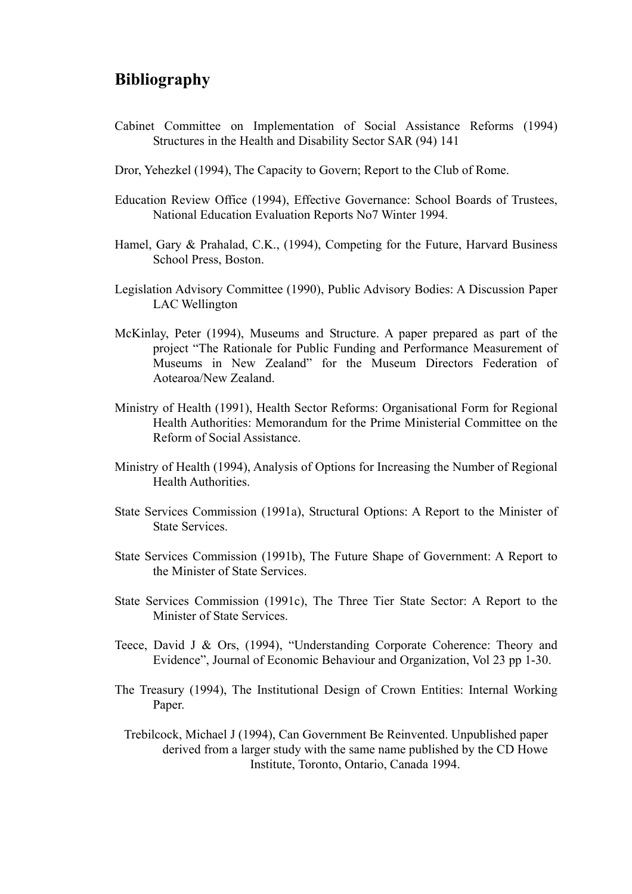## Bibliography

Cabinet Committee on Implementation of Social Assistance Reforms (1994) Structures in the Health and Disability Sector SAR (94) 141

Dror, Yehezkel (1994), The Capacity to Govern; Report to the Club of Rome.

Education Review Office (1994), Effective Governance: School Boards of Trustees, National Education Evaluation Reports No7 Winter 1994.

Hamel, Gary & Prahalad, C.K., (1994), Competing for the Future, Harvard Business School Press, Boston.

Legislation Advisory Committee (1990), Public Advisory Bodies: A Discussion Paper LAC Wellington

McKinlay, Peter (1994), Museums and Structure. A paper prepared as part of the project "The Rationale for Public Funding and Performance Measurement of Museums in New Zealand" for the Museum Directors Federation of Aotearoa/New Zealand.

Ministry of Health (1991), Health Sector Reforms: Organisational Form for Regional Health Authorities: Memorandum for the Prime Ministerial Committee on the Reform of Social Assistance.

Ministry of Health (1994), Analysis of Options for Increasing the Number of Regional Health Authorities.

State Services Commission (1991a), Structural Options: A Report to the Minister of State Services.

State Services Commission (1991b), The Future Shape of Government: A Report to the Minister of State Services.

State Services Commission (1991c), The Three Tier State Sector: A Report to the Minister of State Services.

Teece, David J & Ors, (1994), "Understanding Corporate Coherence: Theory and Evidence", Journal of Economic Behaviour and Organization, Vol 23 pp 1-30.

The Treasury (1994), The Institutional Design of Crown Entities: Internal Working Paper.

Trebilcock, Michael J (1994), Can Government Be Reinvented. Unpublished paper derived from a larger study with the same name published by the CD Howe Institute, Toronto, Ontario, Canada 1994.